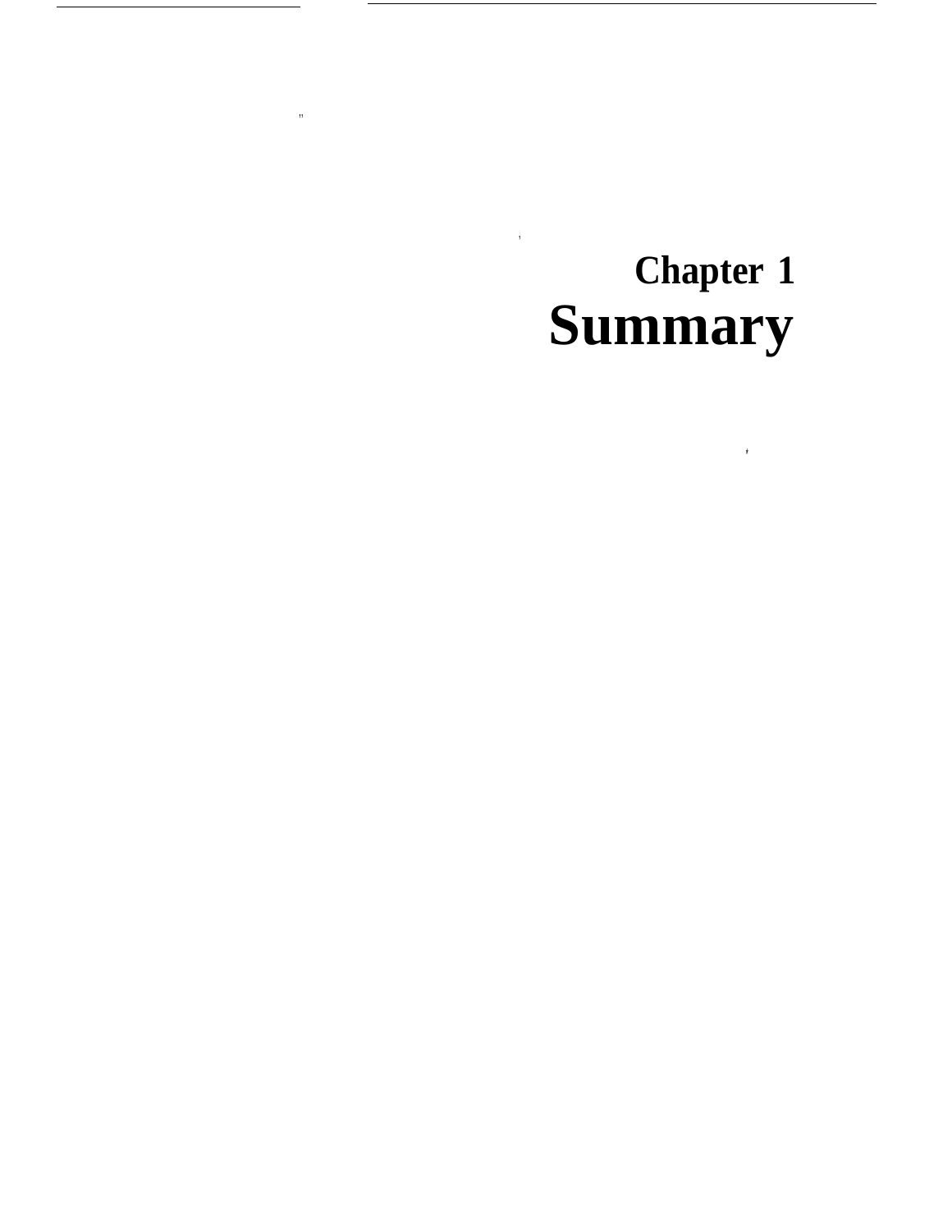# Chapter 1
# Summary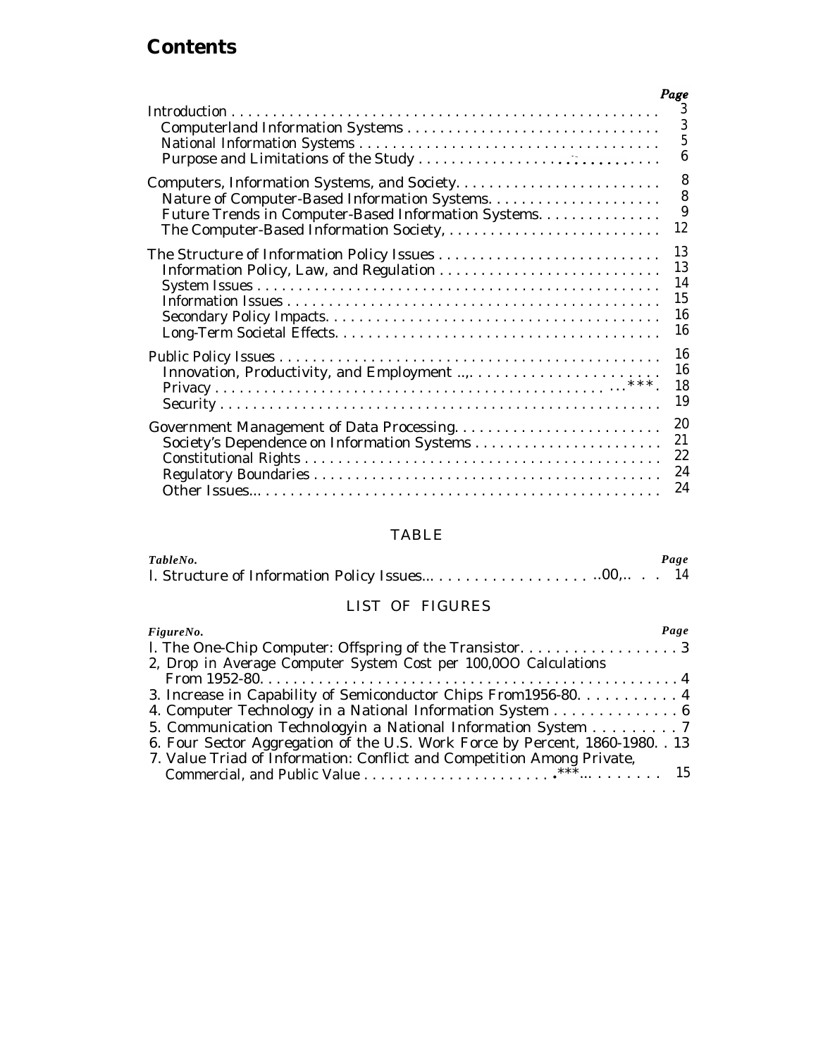# Contents

| | Page |
|---|---|
| Introduction | 3 |
| Computerland Information Systems | 3 |
| National Information Systems | 5 |
| Purpose and Limitations of the Study | 6 |
| Computers, Information Systems, and Society | 8 |
| Nature of Computer-Based Information Systems | 8 |
| Future Trends in Computer-Based Information Systems | 9 |
| The Computer-Based Information Society, | 12 |
| The Structure of Information Policy Issues | 13 |
| Information Policy, Law, and Regulation | 13 |
| System Issues | 14 |
| Information Issues | 15 |
| Secondary Policy Impacts | 16 |
| Long-Term Societal Effects | 16 |
| Public Policy Issues | 16 |
| Innovation, Productivity, and Employment | 16 |
| Privacy | 18 |
| Security | 19 |
| Government Management of Data Processing | 20 |
| Society's Dependence on Information Systems | 21 |
| Constitutional Rights | 22 |
| Regulatory Boundaries | 24 |
| Other Issues | 24 |

## TABLE

| *Table No.* | *Page* |
|---|---|
| l. Structure of Information Policy Issues | 14 |

## LIST OF FIGURES

| *Figure No.* | *Page* |
|---|---|
| l. The One-Chip Computer: Offspring of the Transistor | 3 |
| 2, Drop in Average Computer System Cost per 100,0OO Calculations From 1952-80 | 4 |
| 3. Increase in Capability of Semiconductor Chips From1956-80 | 4 |
| 4. Computer Technology in a National Information System | 6 |
| 5. Communication Technologyin a National Information System | 7 |
| 6. Four Sector Aggregation of the U.S. Work Force by Percent, 1860-1980 | 13 |
| 7. Value Triad of Information: Conflict and Competition Among Private, Commercial, and Public Value | 15 |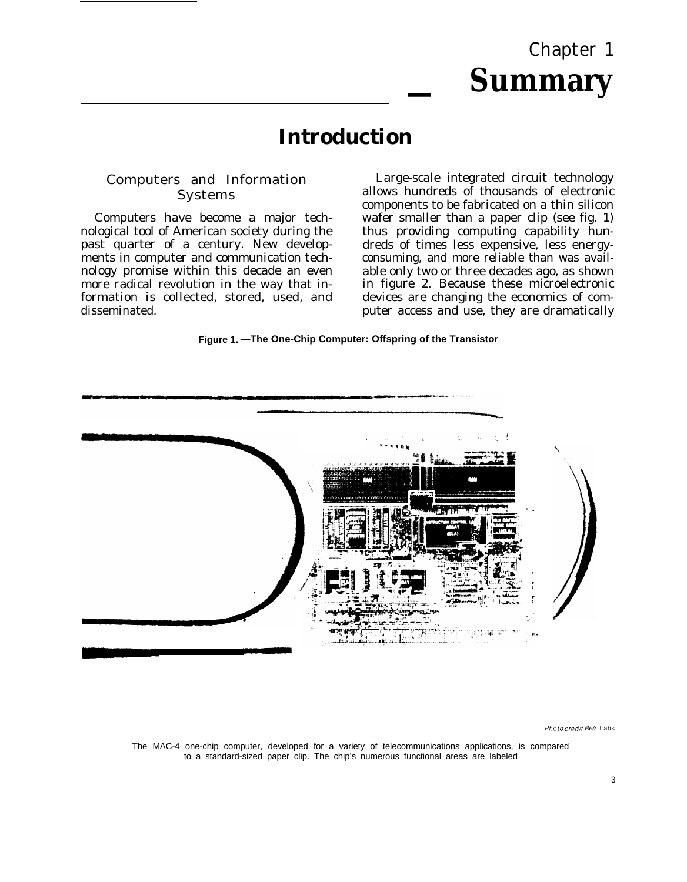# Chapter 1
# Summary

## Introduction

### Computers and Information Systems

Computers have become a major technological tool of American society during the past quarter of a century. New developments in computer and communication technology promise within this decade an even more radical revolution in the way that information is collected, stored, used, and disseminated.

Large-scale integrated circuit technology allows hundreds of thousands of electronic components to be fabricated on a thin silicon wafer smaller than a paper clip (see fig. 1) thus providing computing capability hundreds of times less expensive, less energy-consuming, and more reliable than was available only two or three decades ago, as shown in figure 2. Because these microelectronic devices are changing the economics of computer access and use, they are dramatically

**Figure 1. —The One-Chip Computer: Offspring of the Transistor**

*Photo credit Bell Labs*

The MAC-4 one-chip computer, developed for a variety of telecommunications applications, is compared to a standard-sized paper clip. The chip's numerous functional areas are labeled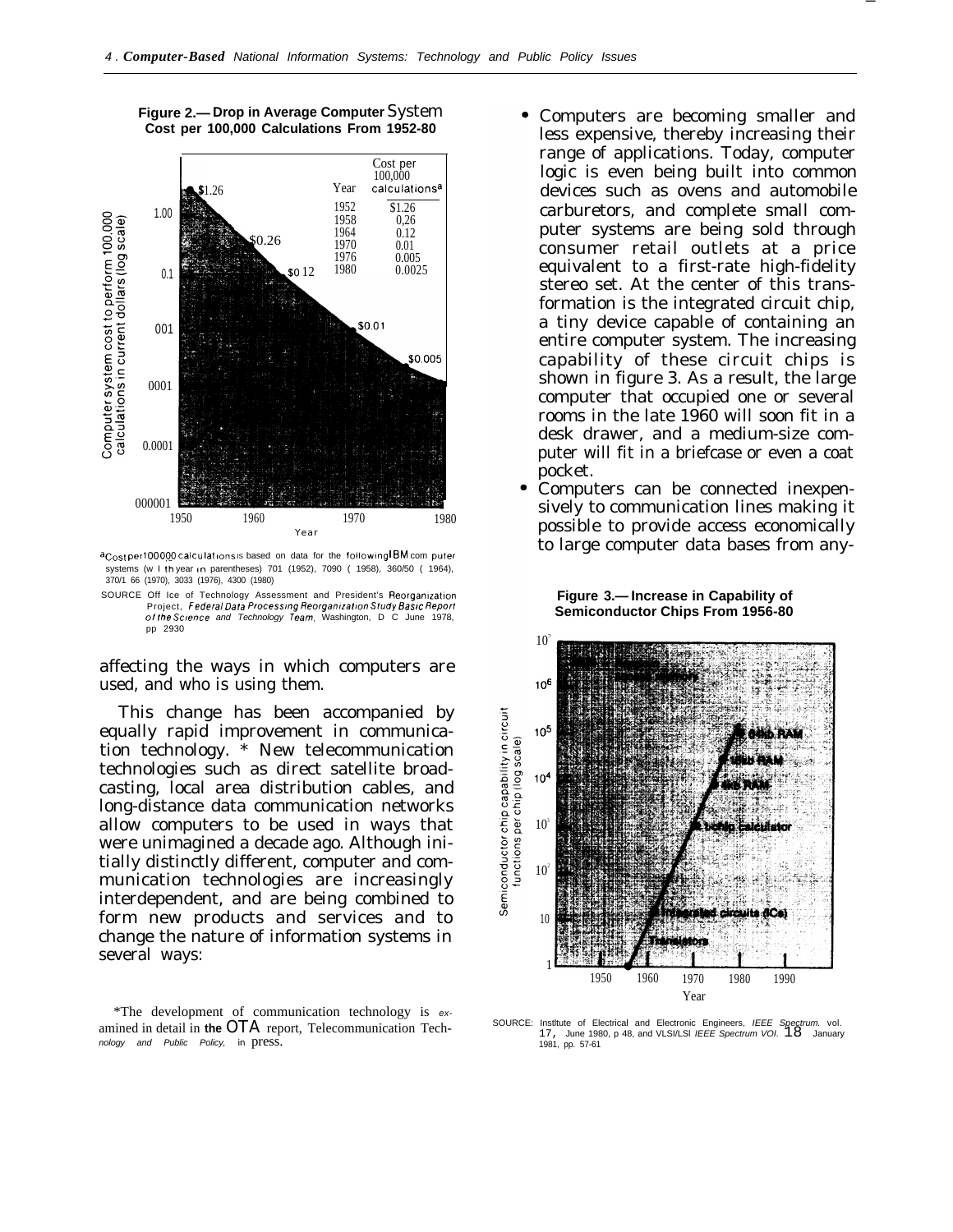**Figure 2.— Drop in Average Computer System Cost per 100,000 Calculations From 1952-80**

| Year | Cost per 100,000 calculations[a] |
|---|---|
| 1952 | $1.26 |
| 1958 | 0.26 |
| 1964 | 0.12 |
| 1970 | 0.01 |
| 1976 | 0.005 |
| 1980 | 0.0025 |

[a] Cost per 100,000 calculations is based on data for the following IBM computer systems (with year in parentheses) 701 (1952), 7090 (1958), 360/50 (1964), 370/166 (1970), 3033 (1976), 4300 (1980)

SOURCE: Office of Technology Assessment and President's Reorganization Project, *Federal Data Processing Reorganization Study Basic Report of the Science and Technology Team*, Washington, D.C. June 1978, pp. 29-30

affecting the ways in which computers are used, and who is using them.

This change has been accompanied by equally rapid improvement in communication technology. * New telecommunication technologies such as direct satellite broadcasting, local area distribution cables, and long-distance data communication networks allow computers to be used in ways that were unimagined a decade ago. Although initially distinctly different, computer and communication technologies are increasingly interdependent, and are being combined to form new products and services and to change the nature of information systems in several ways:

- Computers are becoming smaller and less expensive, thereby increasing their range of applications. Today, computer logic is even being built into common devices such as ovens and automobile carburetors, and complete small computer systems are being sold through consumer retail outlets at a price equivalent to a first-rate high-fidelity stereo set. At the center of this transformation is the integrated circuit chip, a tiny device capable of containing an entire computer system. The increasing capability of these circuit chips is shown in figure 3. As a result, the large computer that occupied one or several rooms in the late 1960 will soon fit in a desk drawer, and a medium-size computer will fit in a briefcase or even a coat pocket.
- Computers can be connected inexpensively to communication lines making it possible to provide access economically to large computer data bases from any-

**Figure 3.— Increase in Capability of Semiconductor Chips From 1956-80**

SOURCE: Institute of Electrical and Electronic Engineers, *IEEE Spectrum*. vol. 17, June 1980, p 48, and VLSI/LSI *IEEE Spectrum* vol. 18 January 1981, pp. 57-61

*The development of communication technology is examined in detail in the OTA report, *Telecommunication Technology and Public Policy*, in press.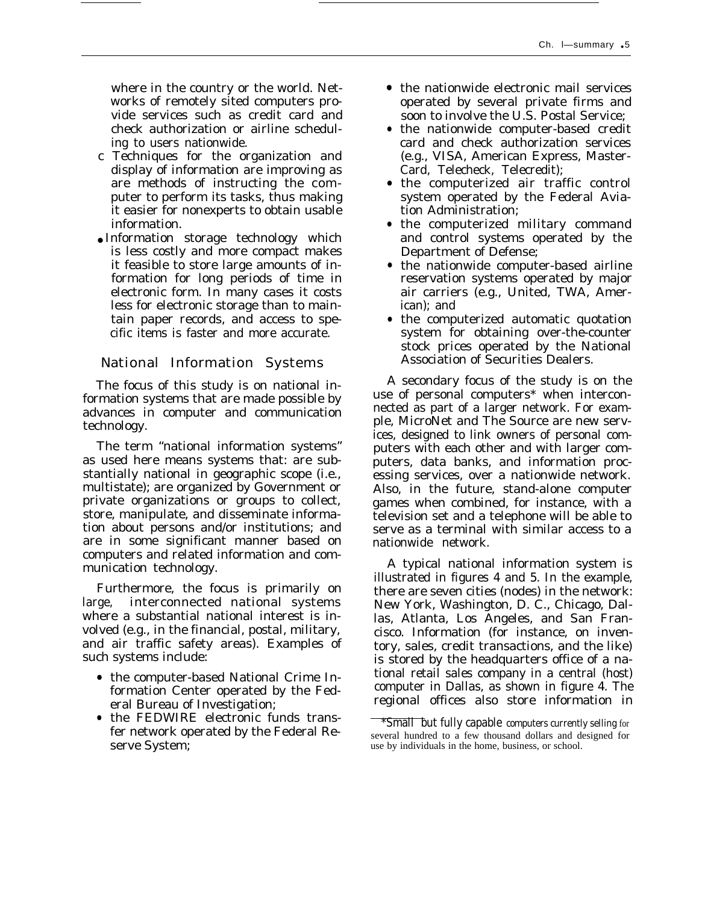where in the country or the world. Networks of remotely sited computers provide services such as credit card and check authorization or airline scheduling to users nationwide.

- Techniques for the organization and display of information are improving as are methods of instructing the computer to perform its tasks, thus making it easier for nonexperts to obtain usable information.
- Information storage technology which is less costly and more compact makes it feasible to store large amounts of information for long periods of time in electronic form. In many cases it costs less for electronic storage than to maintain paper records, and access to specific items is faster and more accurate.

## National Information Systems

The focus of this study is on national information systems that are made possible by advances in computer and communication technology.

The term "national information systems" as used here means systems that: are substantially national in geographic scope (i.e., multistate); are organized by Government or private organizations or groups to collect, store, manipulate, and disseminate information about persons and/or institutions; and are in some significant manner based on computers and related information and communication technology.

Furthermore, the focus is primarily on large, interconnected national systems where a substantial national interest is involved (e.g., in the financial, postal, military, and air traffic safety areas). Examples of such systems include:

- the computer-based National Crime Information Center operated by the Federal Bureau of Investigation;
- the FEDWIRE electronic funds transfer network operated by the Federal Reserve System;
- the nationwide electronic mail services operated by several private firms and soon to involve the U.S. Postal Service;
- the nationwide computer-based credit card and check authorization services (e.g., VISA, American Express, Master-Card, Telecheck, Telecredit);
- the computerized air traffic control system operated by the Federal Aviation Administration;
- the computerized military command and control systems operated by the Department of Defense;
- the nationwide computer-based airline reservation systems operated by major air carriers (e.g., United, TWA, American); and
- the computerized automatic quotation system for obtaining over-the-counter stock prices operated by the National Association of Securities Dealers.

A secondary focus of the study is on the use of personal computers* when interconnected as part of a larger network. For example, MicroNet and The Source are new services, designed to link owners of personal computers with each other and with larger computers, data banks, and information processing services, over a nationwide network. Also, in the future, stand-alone computer games when combined, for instance, with a television set and a telephone will be able to serve as a terminal with similar access to a nationwide network.

A typical national information system is illustrated in figures 4 and 5. In the example, there are seven cities (nodes) in the network: New York, Washington, D. C., Chicago, Dallas, Atlanta, Los Angeles, and San Francisco. Information (for instance, on inventory, sales, credit transactions, and the like) is stored by the headquarters office of a national retail sales company in a central (host) computer in Dallas, as shown in figure 4. The regional offices also store information in

*Small but fully capable computers currently selling for several hundred to a few thousand dollars and designed for use by individuals in the home, business, or school.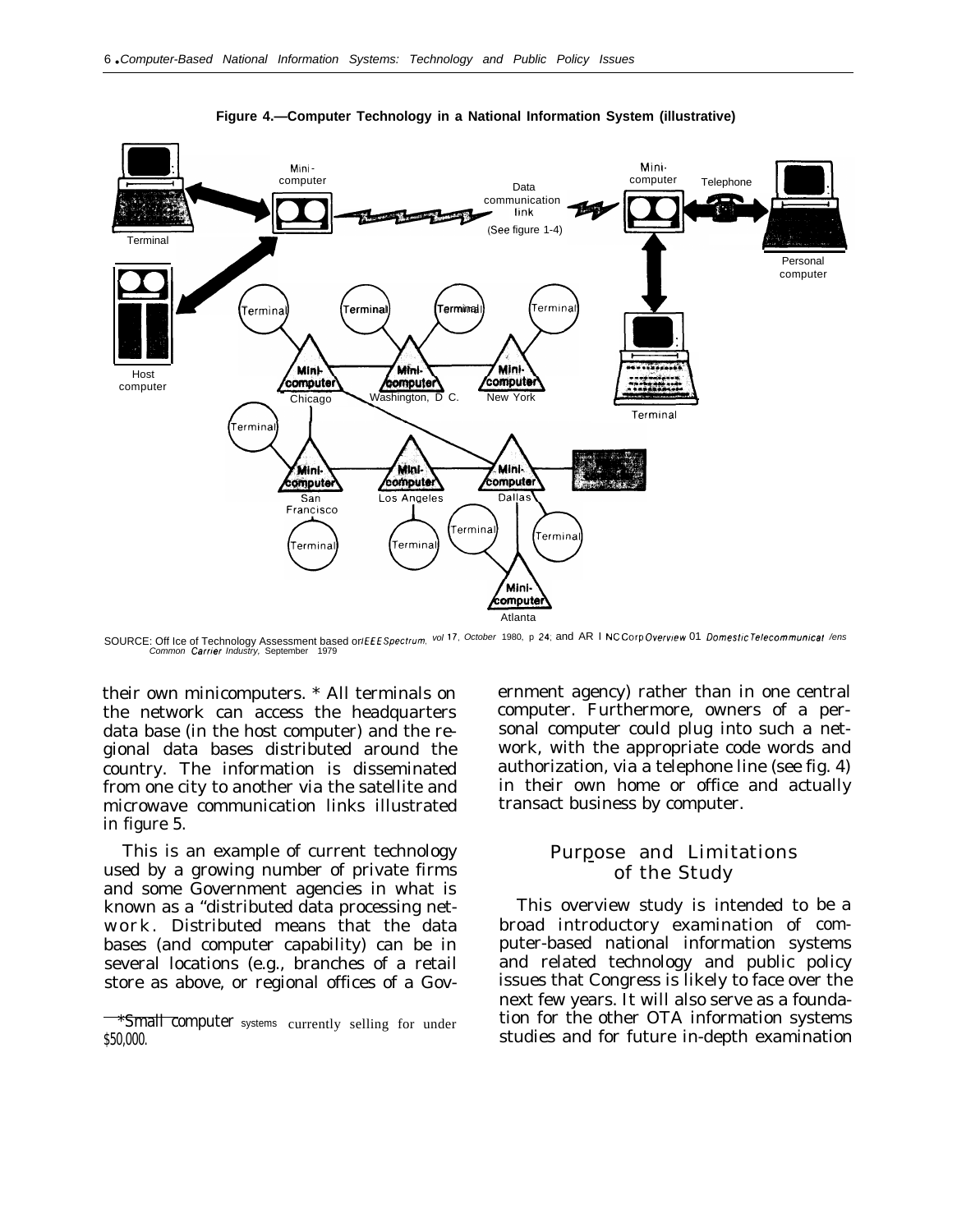**Figure 4.—Computer Technology in a National Information System (illustrative)**

SOURCE: Office of Technology Assessment based on *IEEE Spectrum*, vol 17, October 1980, p 24; and ARINC Corp *Overview of Domestic Telecommunications Common Carrier Industry*, September 1979

their own minicomputers. * All terminals on the network can access the headquarters data base (in the host computer) and the regional data bases distributed around the country. The information is disseminated from one city to another via the satellite and microwave communication links illustrated in figure 5.

This is an example of current technology used by a growing number of private firms and some Government agencies in what is known as a "distributed data processing network. Distributed means that the data bases (and computer capability) can be in several locations (e.g., branches of a retail store as above, or regional offices of a Government agency) rather than in one central computer. Furthermore, owners of a personal computer could plug into such a network, with the appropriate code words and authorization, via a telephone line (see fig. 4) in their own home or office and actually transact business by computer.

## Purpose and Limitations of the Study

This overview study is intended to be a broad introductory examination of computer-based national information systems and related technology and public policy issues that Congress is likely to face over the next few years. It will also serve as a foundation for the other OTA information systems studies and for future in-depth examination

*Small computer systems currently selling for under $50,000.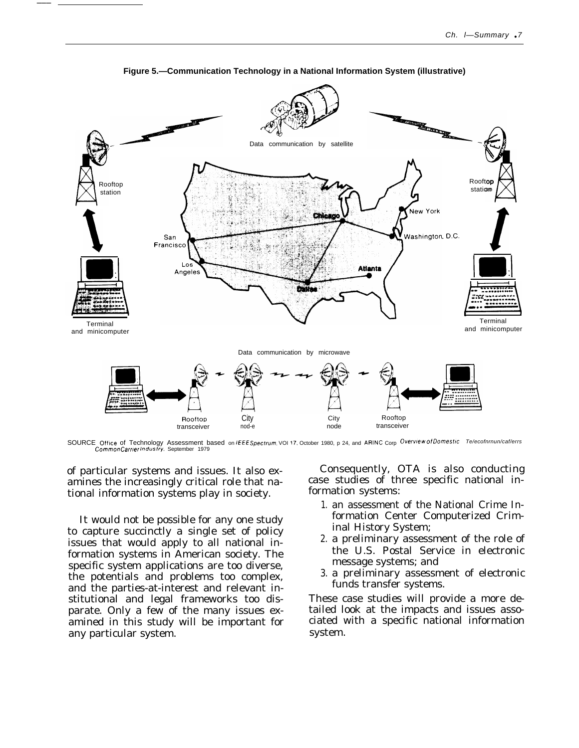**Figure 5.—Communication Technology in a National Information System (illustrative)**

SOURCE Office of Technology Assessment based on *IEEE Spectrum*, VOl 17, October 1980, p 24, and ARINC Corp *Overview of Domestic Telecommunications Common Carrier Industry*, September 1979

of particular systems and issues. It also examines the increasingly critical role that national information systems play in society.

It would not be possible for any one study to capture succinctly a single set of policy issues that would apply to all national information systems in American society. The specific system applications are too diverse, the potentials and problems too complex, and the parties-at-interest and relevant institutional and legal frameworks too disparate. Only a few of the many issues examined in this study will be important for any particular system.

Consequently, OTA is also conducting case studies of three specific national information systems:

1. an assessment of the National Crime Information Center Computerized Criminal History System;
2. a preliminary assessment of the role of the U.S. Postal Service in electronic message systems; and
3. a preliminary assessment of electronic funds transfer systems.

These case studies will provide a more detailed look at the impacts and issues associated with a specific national information system.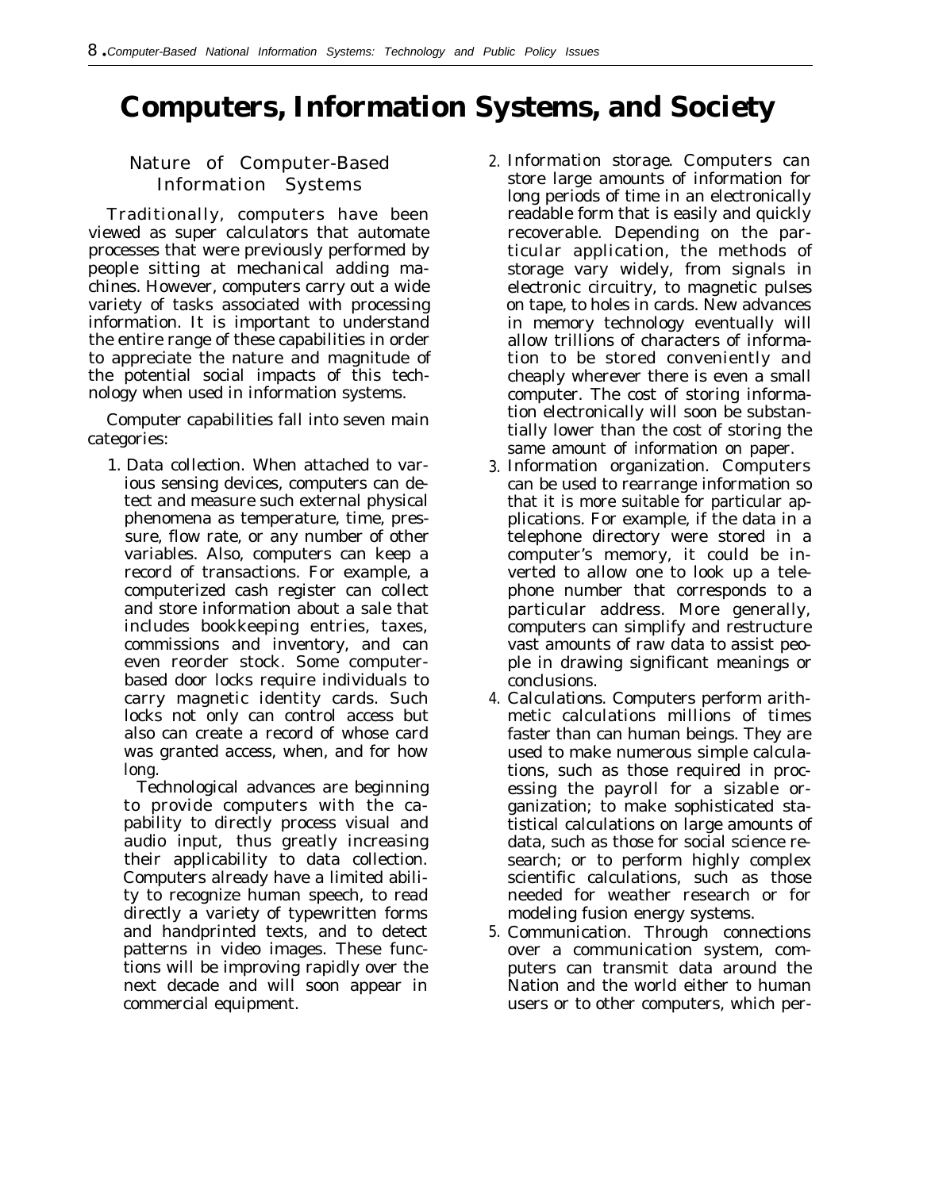# Computers, Information Systems, and Society

## Nature of Computer-Based Information Systems

Traditionally, computers have been viewed as super calculators that automate processes that were previously performed by people sitting at mechanical adding machines. However, computers carry out a wide variety of tasks associated with processing information. It is important to understand the entire range of these capabilities in order to appreciate the nature and magnitude of the potential social impacts of this technology when used in information systems.

Computer capabilities fall into seven main categories:

1. *Data collection.* When attached to various sensing devices, computers can detect and measure such external physical phenomena as temperature, time, pressure, flow rate, or any number of other variables. Also, computers can keep a record of transactions. For example, a computerized cash register can collect and store information about a sale that includes bookkeeping entries, taxes, commissions and inventory, and can even reorder stock. Some computer-based door locks require individuals to carry magnetic identity cards. Such locks not only can control access but also can create a record of whose card was granted access, when, and for how long.

   Technological advances are beginning to provide computers with the capability to directly process visual and audio input, thus greatly increasing their applicability to data collection. Computers already have a limited ability to recognize human speech, to read directly a variety of typewritten forms and handprinted texts, and to detect patterns in video images. These functions will be improving rapidly over the next decade and will soon appear in commercial equipment.

2. *Information storage.* Computers can store large amounts of information for long periods of time in an electronically readable form that is easily and quickly recoverable. Depending on the particular application, the methods of storage vary widely, from signals in electronic circuitry, to magnetic pulses on tape, to holes in cards. New advances in memory technology eventually will allow trillions of characters of information to be stored conveniently and cheaply wherever there is even a small computer. The cost of storing information electronically will soon be substantially lower than the cost of storing the same amount of information on paper.

3. *Information organization.* Computers can be used to rearrange information so that it is more suitable for particular applications. For example, if the data in a telephone directory were stored in a computer's memory, it could be inverted to allow one to look up a telephone number that corresponds to a particular address. More generally, computers can simplify and restructure vast amounts of raw data to assist people in drawing significant meanings or conclusions.

4. *Calculations.* Computers perform arithmetic calculations millions of times faster than can human beings. They are used to make numerous simple calculations, such as those required in processing the payroll for a sizable organization; to make sophisticated statistical calculations on large amounts of data, such as those for social science research; or to perform highly complex scientific calculations, such as those needed for weather research or for modeling fusion energy systems.

5. *Communication.* Through connections over a communication system, computers can transmit data around the Nation and the world either to human users or to other computers, which per-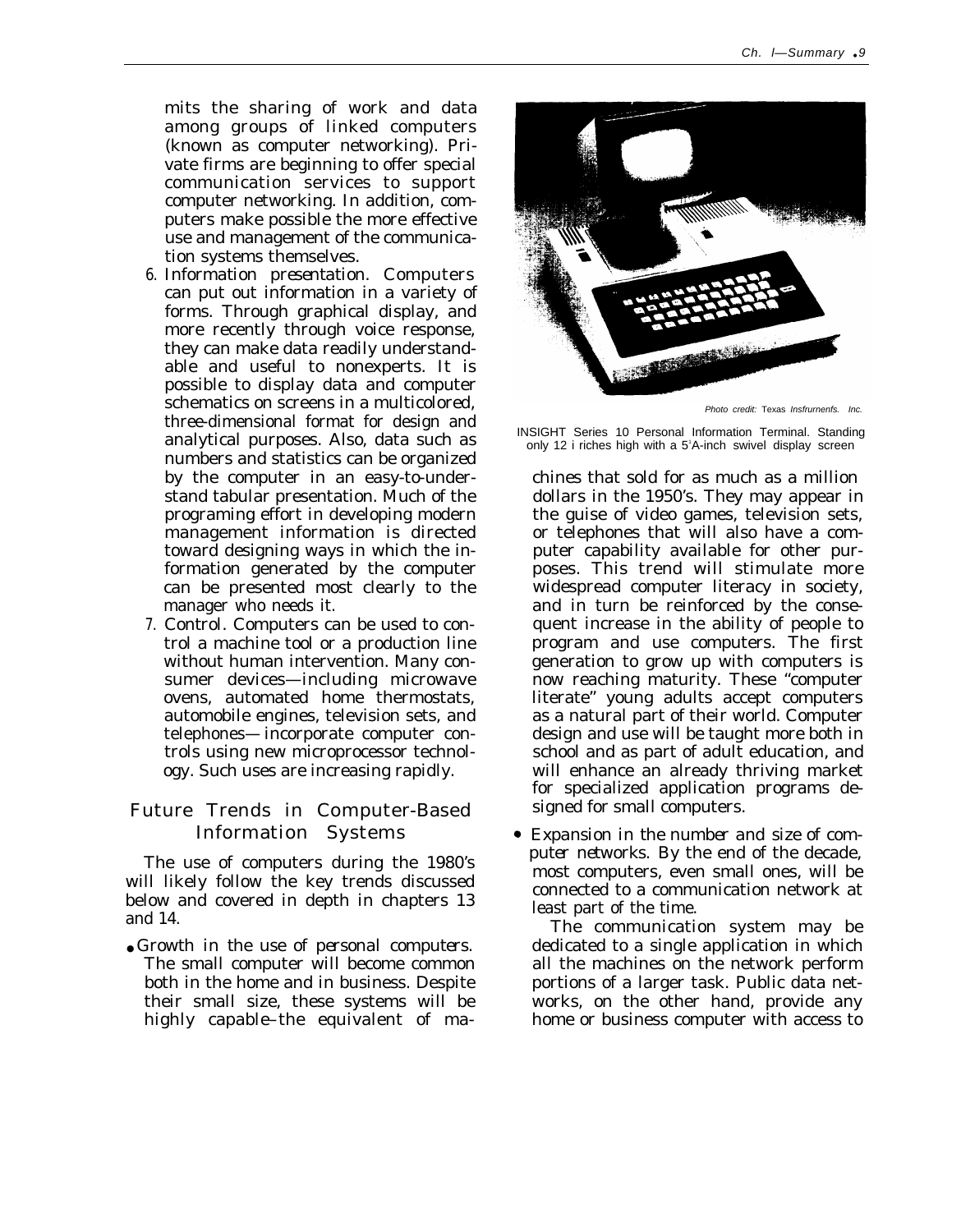mits the sharing of work and data among groups of linked computers (known as computer networking). Private firms are beginning to offer special communication services to support computer networking. In addition, computers make possible the more effective use and management of the communication systems themselves.

6. *Information presentation.* Computers can put out information in a variety of forms. Through graphical display, and more recently through voice response, they can make data readily understandable and useful to nonexperts. It is possible to display data and computer schematics on screens in a multicolored, three-dimensional format for design and analytical purposes. Also, data such as numbers and statistics can be organized by the computer in an easy-to-understand tabular presentation. Much of the programing effort in developing modern management information is directed toward designing ways in which the information generated by the computer can be presented most clearly to the manager who needs it.
7. *Control.* Computers can be used to control a machine tool or a production line without human intervention. Many consumer devices—including microwave ovens, automated home thermostats, automobile engines, television sets, and telephones— incorporate computer controls using new microprocessor technology. Such uses are increasing rapidly.

## Future Trends in Computer-Based Information Systems

The use of computers during the 1980's will likely follow the key trends discussed below and covered in depth in chapters 13 and 14.

- *Growth in the use of personal computers.* The small computer will become common both in the home and in business. Despite their small size, these systems will be highly capable–the equivalent of machines that sold for as much as a million dollars in the 1950's. They may appear in the guise of video games, television sets, or telephones that will also have a computer capability available for other purposes. This trend will stimulate more widespread computer literacy in society, and in turn be reinforced by the consequent increase in the ability of people to program and use computers. The first generation to grow up with computers is now reaching maturity. These "computer literate" young adults accept computers as a natural part of their world. Computer design and use will be taught more both in school and as part of adult education, and will enhance an already thriving market for specialized application programs designed for small computers.

*Photo credit:* Texas *Instruments. Inc.*

INSIGHT Series 10 Personal Information Terminal. Standing only 12 inches high with a 5'A-inch swivel display screen

- *Expansion in the number and size of computer networks.* By the end of the decade, most computers, even small ones, will be connected to a communication network at least part of the time.

  The communication system may be dedicated to a single application in which all the machines on the network perform portions of a larger task. Public data networks, on the other hand, provide any home or business computer with access to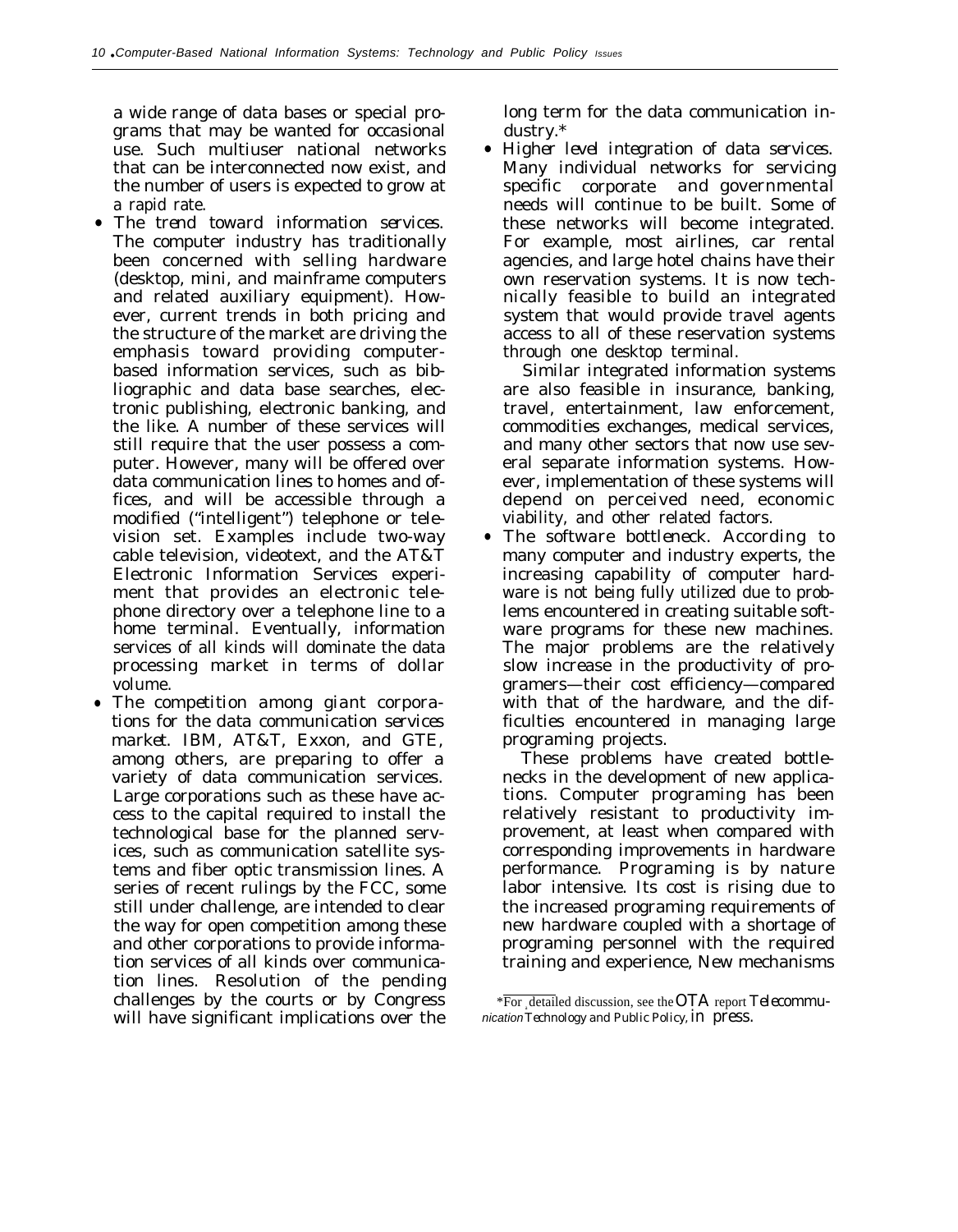a wide range of data bases or special programs that may be wanted for occasional use. Such multiuser national networks that can be interconnected now exist, and the number of users is expected to grow at a rapid rate.

- *The trend toward information services.* The computer industry has traditionally been concerned with selling hardware (desktop, mini, and mainframe computers and related auxiliary equipment). However, current trends in both pricing and the structure of the market are driving the emphasis toward providing computer-based information services, such as bibliographic and data base searches, electronic publishing, electronic banking, and the like. A number of these services will still require that the user possess a computer. However, many will be offered over data communication lines to homes and offices, and will be accessible through a modified ("intelligent") telephone or television set. Examples include two-way cable television, videotext, and the AT&T Electronic Information Services experiment that provides an electronic telephone directory over a telephone line to a home terminal. Eventually, information services of all kinds will dominate the data processing market in terms of dollar volume.
- *The competition among giant corporations for the data communication services market.* IBM, AT&T, Exxon, and GTE, among others, are preparing to offer a variety of data communication services. Large corporations such as these have access to the capital required to install the technological base for the planned services, such as communication satellite systems and fiber optic transmission lines. A series of recent rulings by the FCC, some still under challenge, are intended to clear the way for open competition among these and other corporations to provide information services of all kinds over communication lines. Resolution of the pending challenges by the courts or by Congress will have significant implications over the long term for the data communication industry.*
- *Higher level integration of data services.* Many individual networks for servicing specific corporate and governmental needs will continue to be built. Some of these networks will become integrated. For example, most airlines, car rental agencies, and large hotel chains have their own reservation systems. It is now technically feasible to build an integrated system that would provide travel agents access to all of these reservation systems through one desktop terminal.

  Similar integrated information systems are also feasible in insurance, banking, travel, entertainment, law enforcement, commodities exchanges, medical services, and many other sectors that now use several separate information systems. However, implementation of these systems will depend on perceived need, economic viability, and other related factors.
- *The software bottleneck.* According to many computer and industry experts, the increasing capability of computer hardware is not being fully utilized due to problems encountered in creating suitable software programs for these new machines. The major problems are the relatively slow increase in the productivity of programers—their cost efficiency—compared with that of the hardware, and the difficulties encountered in managing large programing projects.

  These problems have created bottlenecks in the development of new applications. Computer programing has been relatively resistant to productivity improvement, at least when compared with corresponding improvements in hardware performance. Programing is by nature labor intensive. Its cost is rising due to the increased programing requirements of new hardware coupled with a shortage of programing personnel with the required training and experience, New mechanisms

---

*For detailed discussion, see the OTA report *Telecommunication Technology and Public Policy,* in press.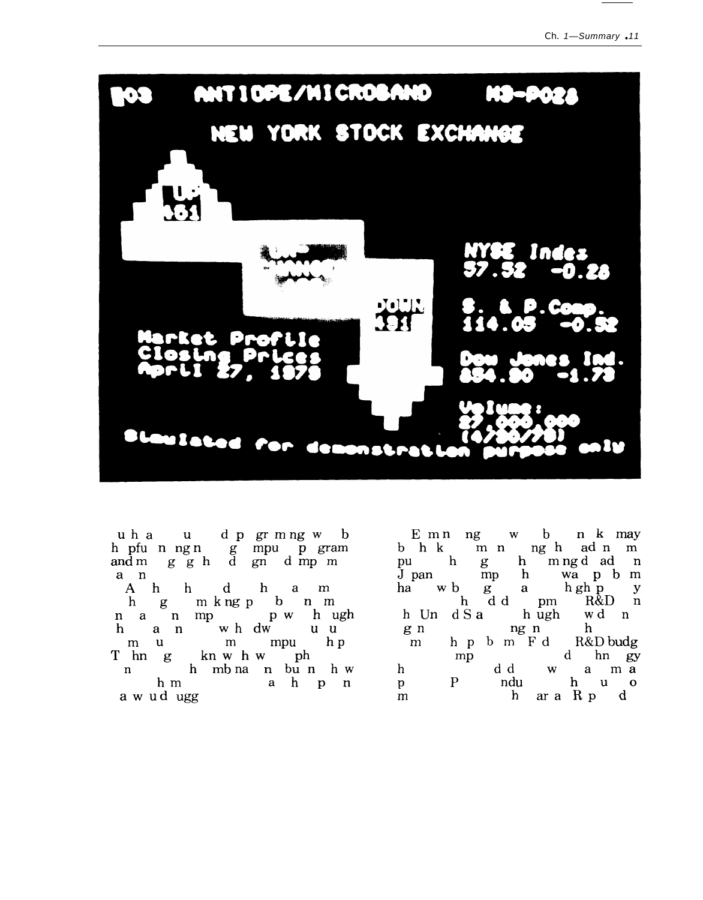103 ANTIOPE/MICROBAND M3-P028

NEW YORK STOCK EXCHANGE

UP 481

UNCHANGED

DOWN 491

NYSE Index
57.52 -0.28

S. & P.Comp.
114.05 -0.52

Dow Jones Ind.
854.90 -1.73

Market Profile
Closing Prices
April 27, 1979

Volume:
27,000,000
(4/30/79)

Simulated for demonstration purpose only

uh a u d p gr m ng w b h pfu n ng n g mpu p gram and m g g h d gn d mp m a n

A h h d h a m h g m k ng p b n m n a n mp p w h ugh h a n w h dw u u m u m mpu h p T hn g kn w h w ph n h mb na n bu n h w h m a h p n a w u d ugg

E m n ng w b n k may b h k m n ng h ad n m pu h g h m ng d ad n J pan mp h wa p b m ha w b g a h gh p y h d d pm R&D n h Un d S a h ugh w d n g n ng n h m h p b m F d R&D budg mp d hn gy h d d w a m a p P ndu h u o m h ar a R p d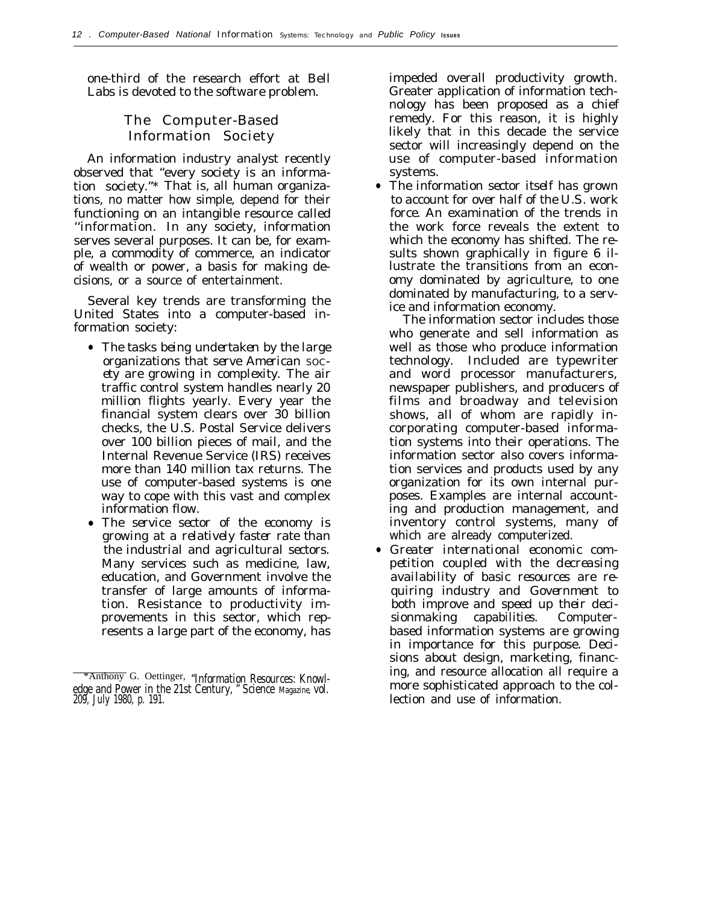one-third of the research effort at Bell Labs is devoted to the software problem.

## The Computer-Based Information Society

An information industry analyst recently observed that "every society is an information society."* That is, all human organizations, no matter how simple, depend for their functioning on an intangible resource called "information. In any society, information serves several purposes. It can be, for example, a commodity of commerce, an indicator of wealth or power, a basis for making decisions, or a source of entertainment.

Several key trends are transforming the United States into a computer-based information society:

- *The tasks being undertaken by the large organizations that serve American society are growing in complexity.* The air traffic control system handles nearly 20 million flights yearly. Every year the financial system clears over 30 billion checks, the U.S. Postal Service delivers over 100 billion pieces of mail, and the Internal Revenue Service (IRS) receives more than 140 million tax returns. The use of computer-based systems is one way to cope with this vast and complex information flow.
- *The service sector of the economy is growing at a relatively faster rate than the industrial and agricultural sectors.* Many services such as medicine, law, education, and Government involve the transfer of large amounts of information. Resistance to productivity improvements in this sector, which represents a large part of the economy, has impeded overall productivity growth. Greater application of information technology has been proposed as a chief remedy. For this reason, it is highly likely that in this decade the service sector will increasingly depend on the use of computer-based information systems.
- *The information sector itself has grown to account for over half of the U.S. work force.* An examination of the trends in the work force reveals the extent to which the economy has shifted. The results shown graphically in figure 6 illustrate the transitions from an economy dominated by agriculture, to one dominated by manufacturing, to a service and information economy.

  The information sector includes those who generate and sell information as well as those who produce information technology. Included are typewriter and word processor manufacturers, newspaper publishers, and producers of films and broadway and television shows, all of whom are rapidly incorporating computer-based information systems into their operations. The information sector also covers information services and products used by any organization for its own internal purposes. Examples are internal accounting and production management, and inventory control systems, many of which are already computerized.
- *Greater international economic competition coupled with the decreasing availability of basic resources are requiring industry and Government to both improve and speed up their decisionmaking capabilities.* Computer-based information systems are growing in importance for this purpose. Decisions about design, marketing, financing, and resource allocation all require a more sophisticated approach to the collection and use of information.

---

*Anthony G. Oettinger, "Information Resources: Knowledge and Power in the 21st Century," *Science* Magazine, vol. 209, July 1980, p. 191.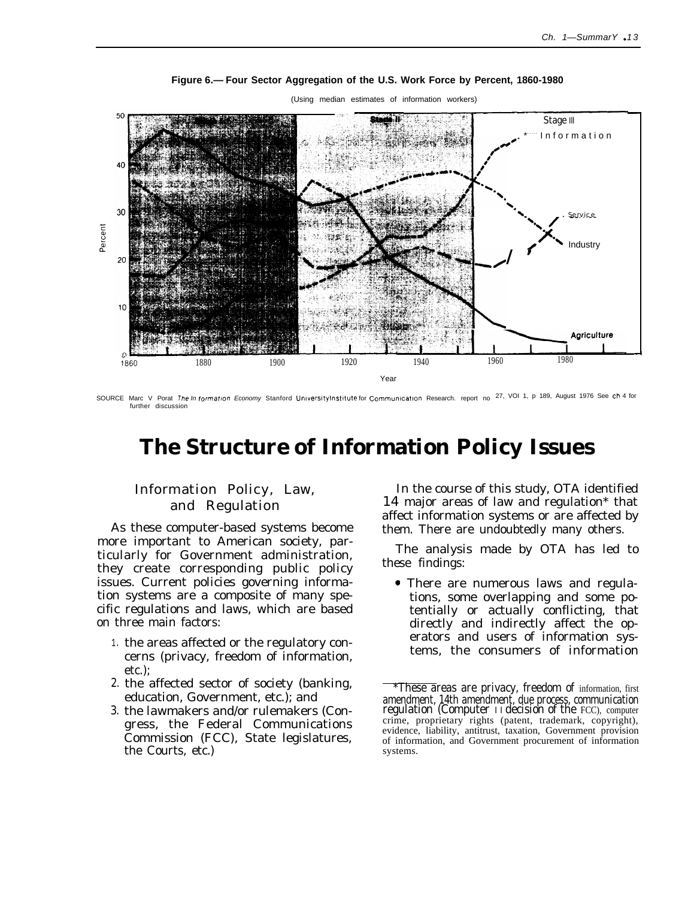**Figure 6.— Four Sector Aggregation of the U.S. Work Force by Percent, 1860-1980**

(Using median estimates of information workers)

SOURCE Marc V Porat *The Information Economy* Stanford University Institute for Communication Research. report no 27, VOl 1, p 189, August 1976 See ch 4 for further discussion

# The Structure of Information Policy Issues

## Information Policy, Law, and Regulation

As these computer-based systems become more important to American society, particularly for Government administration, they create corresponding public policy issues. Current policies governing information systems are a composite of many specific regulations and laws, which are based on three main factors:

1. the areas affected or the regulatory concerns (privacy, freedom of information, etc.);
2. the affected sector of society (banking, education, Government, etc.); and
3. the lawmakers and/or rulemakers (Congress, the Federal Communications Commission (FCC), State legislatures, the Courts, etc.)

In the course of this study, OTA identified 14 major areas of law and regulation* that affect information systems or are affected by them. There are undoubtedly many others.

The analysis made by OTA has led to these findings:

- There are numerous laws and regulations, some overlapping and some potentially or actually conflicting, that directly and indirectly affect the operators and users of information systems, the consumers of information

*These areas are privacy, freedom of information, first amendment, 14th amendment, due process, communication regulation (Computer II decision of the FCC), computer crime, proprietary rights (patent, trademark, copyright), evidence, liability, antitrust, taxation, Government provision of information, and Government procurement of information systems.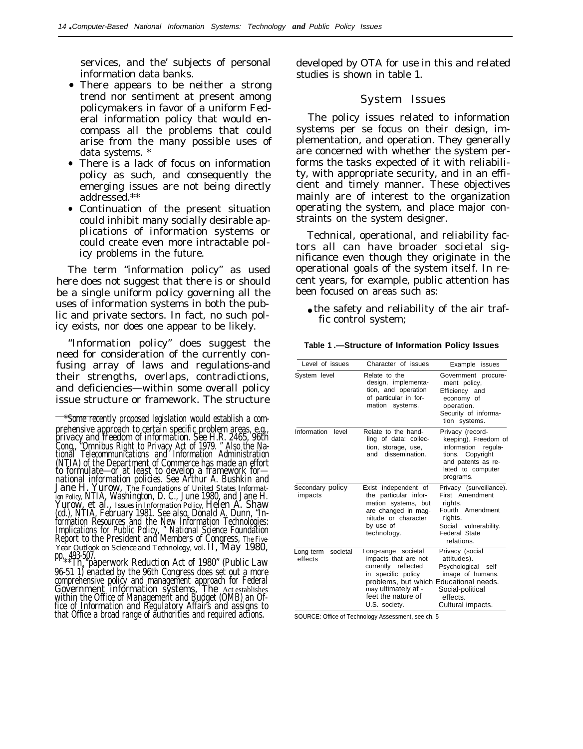services, and the' subjects of personal information data banks.

- There appears to be neither a strong trend nor sentiment at present among policymakers in favor of a uniform Federal information policy that would encompass all the problems that could arise from the many possible uses of data systems. *
- There is a lack of focus on information policy as such, and consequently the emerging issues are not being directly addressed.**
- Continuation of the present situation could inhibit many socially desirable applications of information systems or could create even more intractable policy problems in the future.

The term "information policy" as used here does not suggest that there is or should be a single uniform policy governing all the uses of information systems in both the public and private sectors. In fact, no such policy exists, nor does one appear to be likely.

"Information policy" does suggest the need for consideration of the currently confusing array of laws and regulations-and their strengths, overlaps, contradictions, and deficiencies—within some overall policy issue structure or framework. The structure developed by OTA for use in this and related studies is shown in table 1.

## System Issues

The policy issues related to information systems per se focus on their design, implementation, and operation. They generally are concerned with whether the system performs the tasks expected of it with reliability, with appropriate security, and in an efficient and timely manner. These objectives mainly are of interest to the organization operating the system, and place major constraints on the system designer.

Technical, operational, and reliability factors all can have broader societal significance even though they originate in the operational goals of the system itself. In recent years, for example, public attention has been focused on areas such as:

- the safety and reliability of the air traffic control system;

**Table 1 .—Structure of Information Policy Issues**

| Level of issues | Character of issues | Example issues |
|---|---|---|
| System level | Relate to the design, implementation, and operation of particular information systems. | Government procurement policy, Efficiency and economy of operation. Security of information systems. |
| Information level | Relate to the handling of data: collection, storage, use, and dissemination. | Privacy (recordkeeping). Freedom of information regulations. Copyright and patents as related to computer programs. |
| Secondary policy impacts | Exist independent of the particular information systems, but are changed in magnitude or character by use of technology. | Privacy (surveillance). First Amendment rights. Fourth Amendment rights. Social vulnerability. Federal State relations. |
| Long-term societal effects | Long-range societal impacts that are not currently reflected in specific policy problems, but which may ultimately affect the nature of U.S. society. | Privacy (social attitudes). Psychological self-image of humans. Educational needs. Social-political effects. Cultural impacts. |

SOURCE: Office of Technology Assessment, see ch. 5

*Some recently proposed legislation would establish a comprehensive approach to certain specific problem areas, e.g., privacy and freedom of information. See H.R. 2465, 96th Cong., "Omnibus Right to Privacy Act of 1979. " Also the National Telecommunications and Information Administration (NTIA) of the Department of Commerce has made an effort to formulate—or at least to develop a framework for—national information policies. See Arthur A. Bushkin and Jane H. Yurow, The Foundations of United States Information Policy, NTIA, Washington, D. C., June 1980, and Jane H. Yurow, et al., Issues in Information Policy, Helen A. Shaw (ed.), NTIA, February 1981. See also, Donald A. Dunn, "Information Resources and the New Information Technologies: Implications for Public Policy, " National Science Foundation Report to the President and Members of Congress, The Five-Year Outlook on Science and Technology, vol. II, May 1980, pp. 493-507.

**The "paperwork Reduction Act of 1980" (Public Law 96-51 1) enacted by the 96th Congress does set out a more comprehensive policy and management approach for Federal Government information systems, The Act establishes within the Office of Management and Budget (OMB) an Office of Information and Regulatory Affairs and assigns to that Office a broad range of authorities and required actions.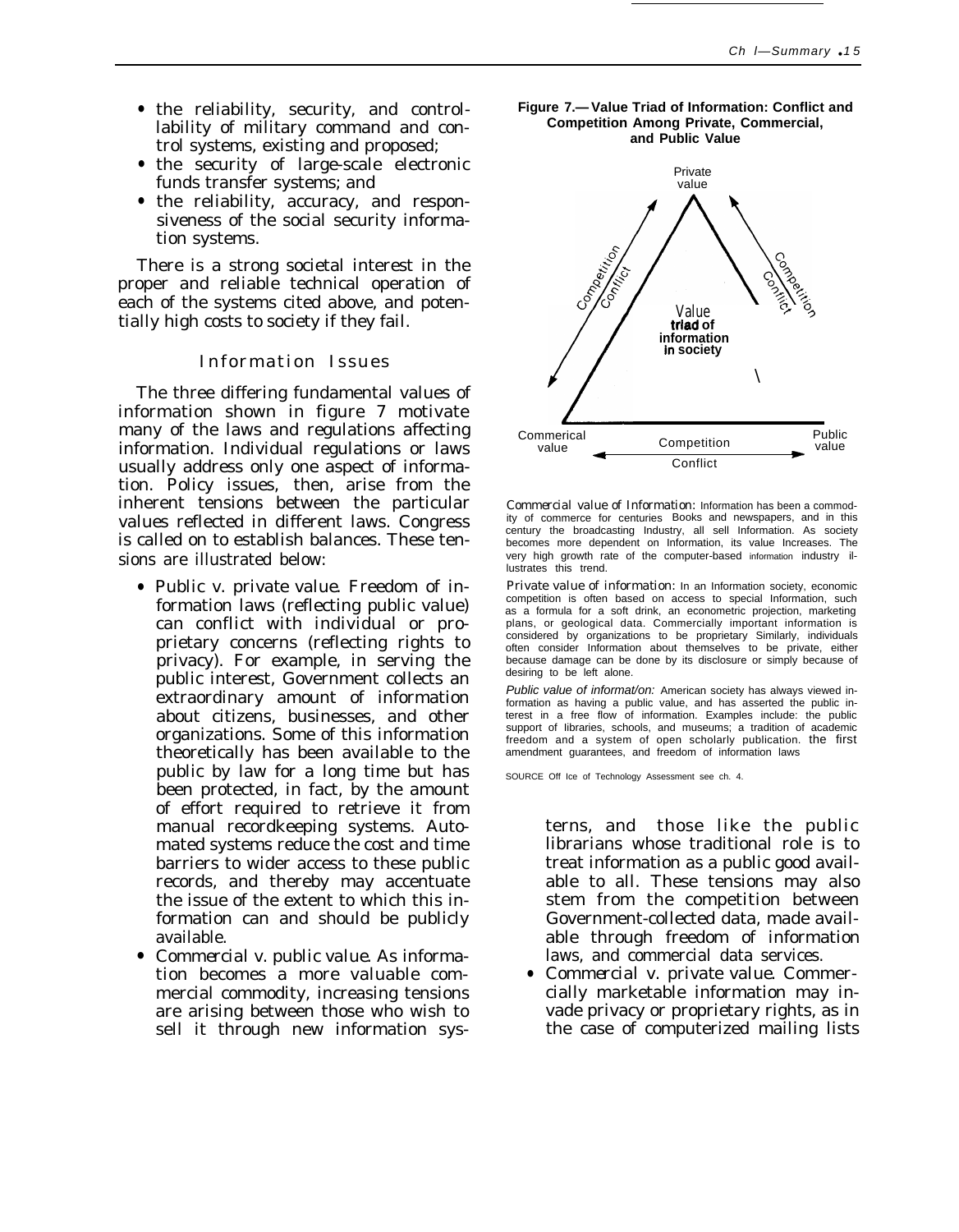- the reliability, security, and controllability of military command and control systems, existing and proposed;
- the security of large-scale electronic funds transfer systems; and
- the reliability, accuracy, and responsiveness of the social security information systems.

There is a strong societal interest in the proper and reliable technical operation of each of the systems cited above, and potentially high costs to society if they fail.

## Information Issues

The three differing fundamental values of information shown in figure 7 motivate many of the laws and regulations affecting information. Individual regulations or laws usually address only one aspect of information. Policy issues, then, arise from the inherent tensions between the particular values reflected in different laws. Congress is called on to establish balances. These tensions are illustrated below:

- *Public v. private value.* Freedom of information laws (reflecting public value) can conflict with individual or proprietary concerns (reflecting rights to privacy). For example, in serving the public interest, Government collects an extraordinary amount of information about citizens, businesses, and other organizations. Some of this information theoretically has been available to the public by law for a long time but has been protected, in fact, by the amount of effort required to retrieve it from manual recordkeeping systems. Automated systems reduce the cost and time barriers to wider access to these public records, and thereby may accentuate the issue of the extent to which this information can and should be publicly available.
- *Commercial v. public value.* As information becomes a more valuable commercial commodity, increasing tensions are arising between those who wish to sell it through new information systems, and those like the public librarians whose traditional role is to treat information as a public good available to all. These tensions may also stem from the competition between Government-collected data, made available through freedom of information laws, and commercial data services.
- *Commercial v. private value.* Commercially marketable information may invade privacy or proprietary rights, as in the case of computerized mailing lists

**Figure 7.— Value Triad of Information: Conflict and Competition Among Private, Commercial, and Public Value**

Private value

Competition / Conflict

Value triad of information in society

Commerical value — Competition / Conflict — Public value

*Commercial value of Information:* Information has been a commodity of commerce for centuries Books and newspapers, and in this century the broadcasting Industry, all sell Information. As society becomes more dependent on Information, its value Increases. The very high growth rate of the computer-based information industry illustrates this trend.

*Private value of information:* In an Information society, economic competition is often based on access to special Information, such as a formula for a soft drink, an econometric projection, marketing plans, or geological data. Commercially important information is considered by organizations to be proprietary Similarly, individuals often consider Information about themselves to be private, either because damage can be done by its disclosure or simply because of desiring to be left alone.

*Public value of informat/on:* American society has always viewed information as having a public value, and has asserted the public interest in a free flow of information. Examples include: the public support of libraries, schools, and museums; a tradition of academic freedom and a system of open scholarly publication. the first amendment guarantees, and freedom of information laws

SOURCE Off Ice of Technology Assessment see ch. 4.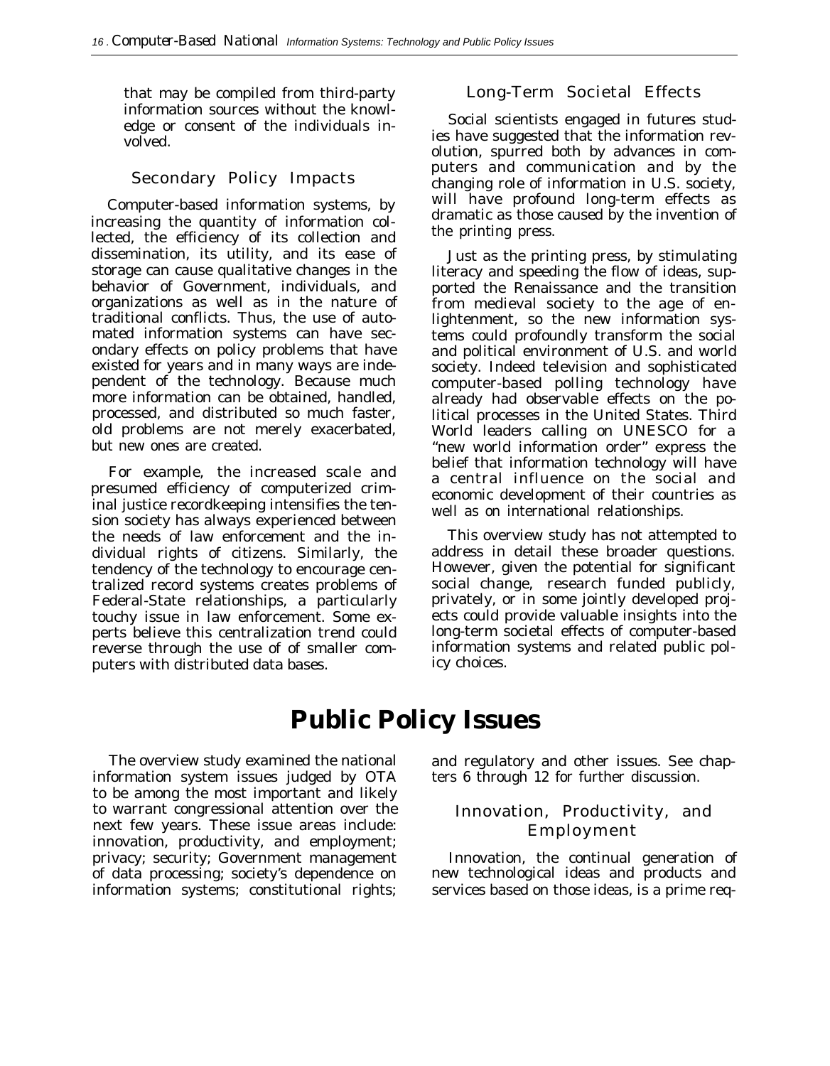that may be compiled from third-party information sources without the knowledge or consent of the individuals involved.

### Secondary Policy Impacts

Computer-based information systems, by increasing the quantity of information collected, the efficiency of its collection and dissemination, its utility, and its ease of storage can cause qualitative changes in the behavior of Government, individuals, and organizations as well as in the nature of traditional conflicts. Thus, the use of automated information systems can have secondary effects on policy problems that have existed for years and in many ways are independent of the technology. Because much more information can be obtained, handled, processed, and distributed so much faster, old problems are not merely exacerbated, but new ones are created.

For example, the increased scale and presumed efficiency of computerized criminal justice recordkeeping intensifies the tension society has always experienced between the needs of law enforcement and the individual rights of citizens. Similarly, the tendency of the technology to encourage centralized record systems creates problems of Federal-State relationships, a particularly touchy issue in law enforcement. Some experts believe this centralization trend could reverse through the use of of smaller computers with distributed data bases.

### Long-Term Societal Effects

Social scientists engaged in futures studies have suggested that the information revolution, spurred both by advances in computers and communication and by the changing role of information in U.S. society, will have profound long-term effects as dramatic as those caused by the invention of the printing press.

Just as the printing press, by stimulating literacy and speeding the flow of ideas, supported the Renaissance and the transition from medieval society to the age of enlightenment, so the new information systems could profoundly transform the social and political environment of U.S. and world society. Indeed television and sophisticated computer-based polling technology have already had observable effects on the political processes in the United States. Third World leaders calling on UNESCO for a "new world information order" express the belief that information technology will have a central influence on the social and economic development of their countries as well as on international relationships.

This overview study has not attempted to address in detail these broader questions. However, given the potential for significant social change, research funded publicly, privately, or in some jointly developed projects could provide valuable insights into the long-term societal effects of computer-based information systems and related public policy choices.

## Public Policy Issues

The overview study examined the national information system issues judged by OTA to be among the most important and likely to warrant congressional attention over the next few years. These issue areas include: innovation, productivity, and employment; privacy; security; Government management of data processing; society's dependence on information systems; constitutional rights; and regulatory and other issues. See chapters 6 through 12 for further discussion.

### Innovation, Productivity, and Employment

Innovation, the continual generation of new technological ideas and products and services based on those ideas, is a prime req-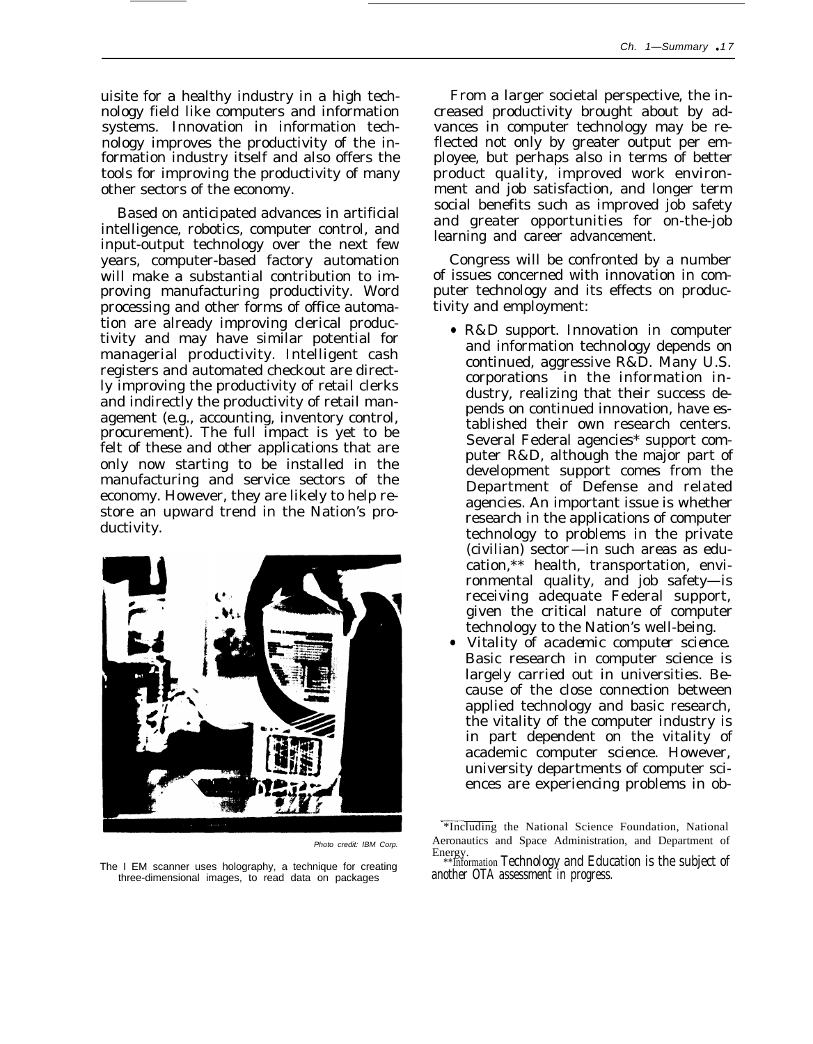uisite for a healthy industry in a high technology field like computers and information systems. Innovation in information technology improves the productivity of the information industry itself and also offers the tools for improving the productivity of many other sectors of the economy.

Based on anticipated advances in artificial intelligence, robotics, computer control, and input-output technology over the next few years, computer-based factory automation will make a substantial contribution to improving manufacturing productivity. Word processing and other forms of office automation are already improving clerical productivity and may have similar potential for managerial productivity. Intelligent cash registers and automated checkout are directly improving the productivity of retail clerks and indirectly the productivity of retail management (e.g., accounting, inventory control, procurement). The full impact is yet to be felt of these and other applications that are only now starting to be installed in the manufacturing and service sectors of the economy. However, they are likely to help restore an upward trend in the Nation's productivity.

Photo credit: IBM Corp.

The I EM scanner uses holography, a technique for creating three-dimensional images, to read data on packages

From a larger societal perspective, the increased productivity brought about by advances in computer technology may be reflected not only by greater output per employee, but perhaps also in terms of better product quality, improved work environment and job satisfaction, and longer term social benefits such as improved job safety and greater opportunities for on-the-job learning and career advancement.

Congress will be confronted by a number of issues concerned with innovation in computer technology and its effects on productivity and employment:

- R&D support. Innovation in computer and information technology depends on continued, aggressive R&D. Many U.S. corporations in the information industry, realizing that their success depends on continued innovation, have established their own research centers. Several Federal agencies* support computer R&D, although the major part of development support comes from the Department of Defense and related agencies. An important issue is whether research in the applications of computer technology to problems in the private (civilian) sector—in such areas as education,** health, transportation, environmental quality, and job safety—is receiving adequate Federal support, given the critical nature of computer technology to the Nation's well-being.
- *Vitality of academic computer science.* Basic research in computer science is largely carried out in universities. Because of the close connection between applied technology and basic research, the vitality of the computer industry is in part dependent on the vitality of academic computer science. However, university departments of computer sciences are experiencing problems in ob-

*Including the National Science Foundation, National Aeronautics and Space Administration, and Department of Energy.

***Information Technology and Education* is the subject of another OTA assessment in progress.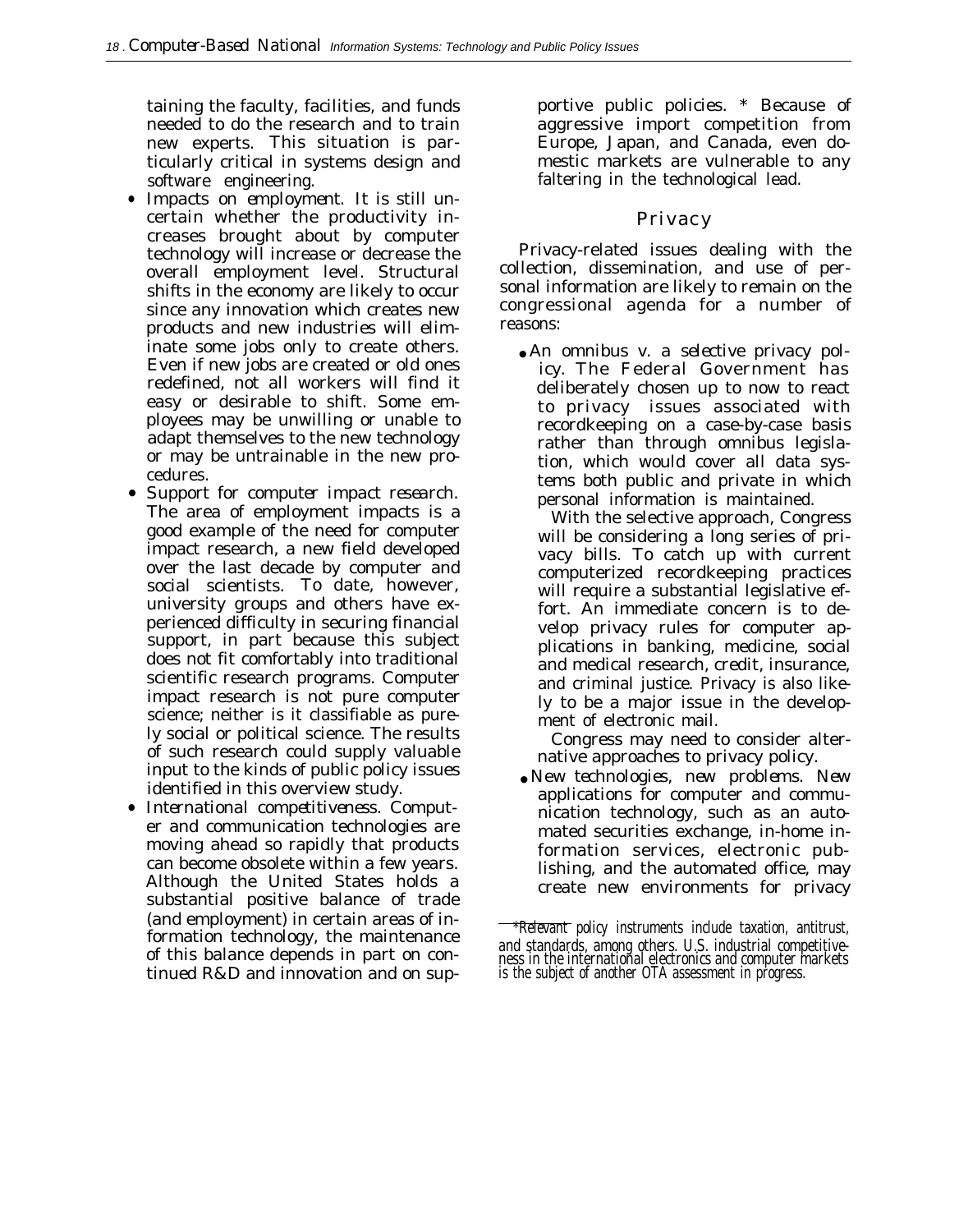taining the faculty, facilities, and funds needed to do the research and to train new experts. This situation is particularly critical in systems design and software engineering.

- *Impacts on employment.* It is still uncertain whether the productivity increases brought about by computer technology will increase or decrease the overall employment level. Structural shifts in the economy are likely to occur since any innovation which creates new products and new industries will eliminate some jobs only to create others. Even if new jobs are created or old ones redefined, not all workers will find it easy or desirable to shift. Some employees may be unwilling or unable to adapt themselves to the new technology or may be untrainable in the new procedures.
- *Support for computer impact research.* The area of employment impacts is a good example of the need for computer impact research, a new field developed over the last decade by computer and social scientists. To date, however, university groups and others have experienced difficulty in securing financial support, in part because this subject does not fit comfortably into traditional scientific research programs. Computer impact research is not pure computer science; neither is it classifiable as purely social or political science. The results of such research could supply valuable input to the kinds of public policy issues identified in this overview study.
- *International competitiveness.* Computer and communication technologies are moving ahead so rapidly that products can become obsolete within a few years. Although the United States holds a substantial positive balance of trade (and employment) in certain areas of information technology, the maintenance of this balance depends in part on continued R&D and innovation and on supportive public policies. * Because of aggressive import competition from Europe, Japan, and Canada, even domestic markets are vulnerable to any faltering in the technological lead.

## Privacy

Privacy-related issues dealing with the collection, dissemination, and use of personal information are likely to remain on the congressional agenda for a number of reasons:

- *An omnibus v. a selective privacy policy.* The Federal Government has deliberately chosen up to now to react to privacy issues associated with recordkeeping on a case-by-case basis rather than through omnibus legislation, which would cover all data systems both public and private in which personal information is maintained.

  With the selective approach, Congress will be considering a long series of privacy bills. To catch up with current computerized recordkeeping practices will require a substantial legislative effort. An immediate concern is to develop privacy rules for computer applications in banking, medicine, social and medical research, credit, insurance, and criminal justice. Privacy is also likely to be a major issue in the development of electronic mail.

  Congress may need to consider alternative approaches to privacy policy.
- *New technologies, new problems.* New applications for computer and communication technology, such as an automated securities exchange, in-home information services, electronic publishing, and the automated office, may create new environments for privacy

*Relevant policy instruments include taxation, antitrust, and standards, among others. U.S. industrial competitiveness in the international electronics and computer markets is the subject of another OTA assessment in progress.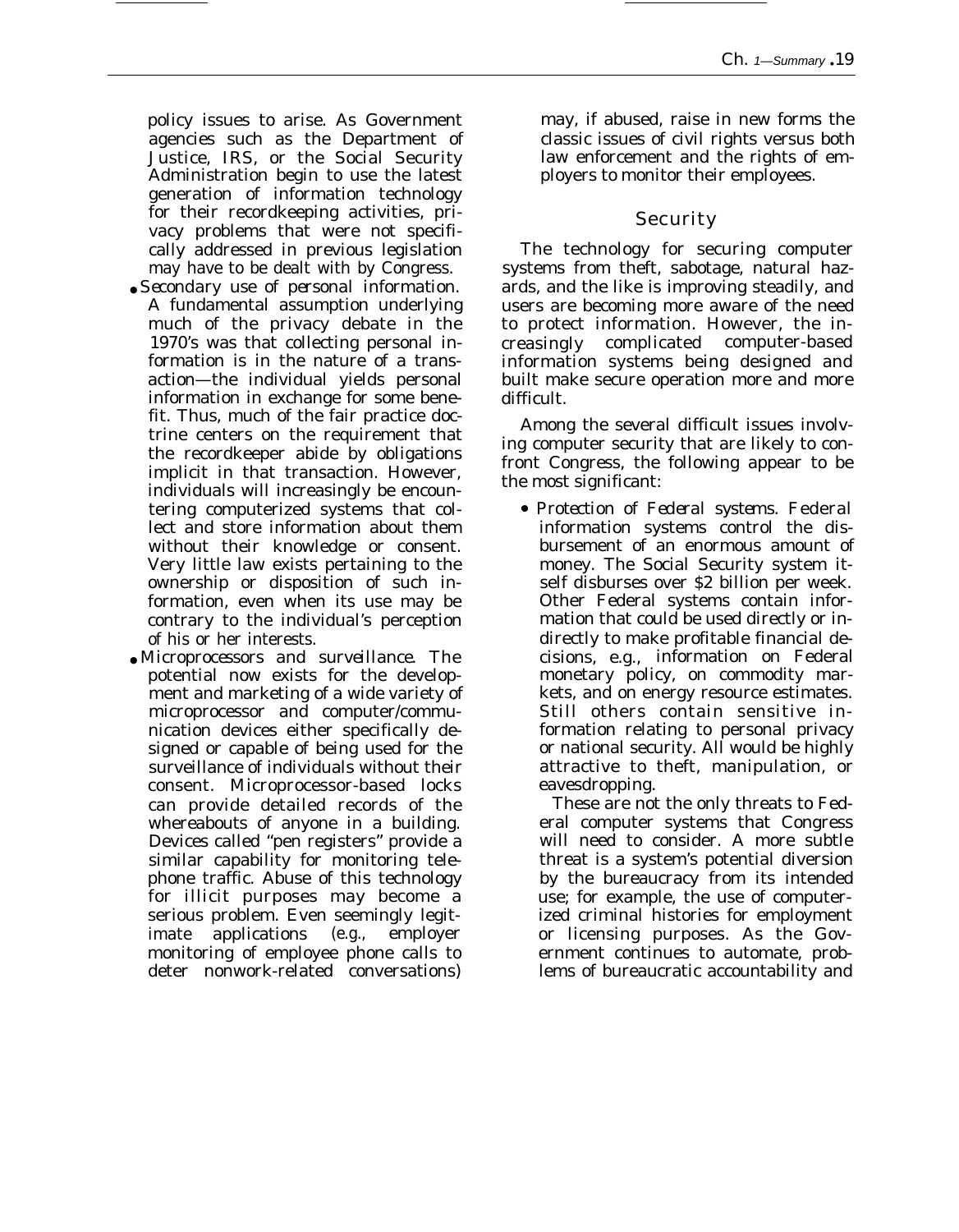policy issues to arise. As Government agencies such as the Department of Justice, IRS, or the Social Security Administration begin to use the latest generation of information technology for their recordkeeping activities, privacy problems that were not specifically addressed in previous legislation may have to be dealt with by Congress.

- *Secondary use of personal information.* A fundamental assumption underlying much of the privacy debate in the 1970's was that collecting personal information is in the nature of a transaction—the individual yields personal information in exchange for some benefit. Thus, much of the fair practice doctrine centers on the requirement that the recordkeeper abide by obligations implicit in that transaction. However, individuals will increasingly be encountering computerized systems that collect and store information about them without their knowledge or consent. Very little law exists pertaining to the ownership or disposition of such information, even when its use may be contrary to the individual's perception of his or her interests.
- *Microprocessors and surveillance.* The potential now exists for the development and marketing of a wide variety of microprocessor and computer/communication devices either specifically designed or capable of being used for the surveillance of individuals without their consent. Microprocessor-based locks can provide detailed records of the whereabouts of anyone in a building. Devices called "pen registers" provide a similar capability for monitoring telephone traffic. Abuse of this technology for illicit purposes may become a serious problem. Even seemingly legitimate applications (*e.g.,* employer monitoring of employee phone calls to deter nonwork-related conversations) may, if abused, raise in new forms the classic issues of civil rights versus both law enforcement and the rights of employers to monitor their employees.

## Security

The technology for securing computer systems from theft, sabotage, natural hazards, and the like is improving steadily, and users are becoming more aware of the need to protect information. However, the increasingly complicated computer-based information systems being designed and built make secure operation more and more difficult.

Among the several difficult issues involving computer security that are likely to confront Congress, the following appear to be the most significant:

- *Protection of Federal systems.* Federal information systems control the disbursement of an enormous amount of money. The Social Security system itself disburses over $2 billion per week. Other Federal systems contain information that could be used directly or indirectly to make profitable financial decisions, e.g., information on Federal monetary policy, on commodity markets, and on energy resource estimates. Still others contain sensitive information relating to personal privacy or national security. All would be highly attractive to theft, manipulation, or eavesdropping.

  These are not the only threats to Federal computer systems that Congress will need to consider. A more subtle threat is a system's potential diversion by the bureaucracy from its intended use; for example, the use of computerized criminal histories for employment or licensing purposes. As the Government continues to automate, problems of bureaucratic accountability and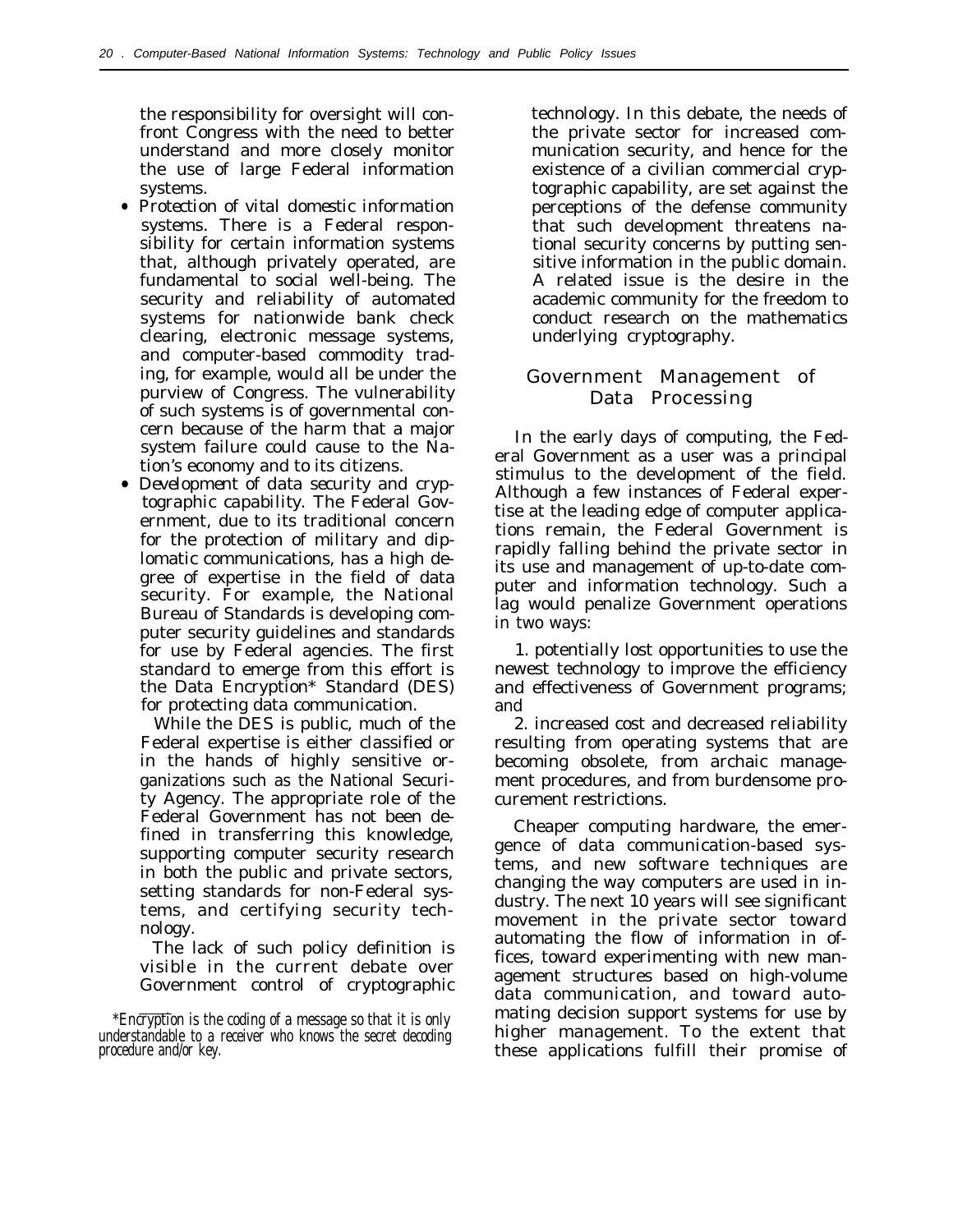the responsibility for oversight will confront Congress with the need to better understand and more closely monitor the use of large Federal information systems.

- *Protection of vital domestic information systems.* There is a Federal responsibility for certain information systems that, although privately operated, are fundamental to social well-being. The security and reliability of automated systems for nationwide bank check clearing, electronic message systems, and computer-based commodity trading, for example, would all be under the purview of Congress. The vulnerability of such systems is of governmental concern because of the harm that a major system failure could cause to the Nation's economy and to its citizens.
- *Development of data security and cryptographic capability.* The Federal Government, due to its traditional concern for the protection of military and diplomatic communications, has a high degree of expertise in the field of data security. For example, the National Bureau of Standards is developing computer security guidelines and standards for use by Federal agencies. The first standard to emerge from this effort is the Data Encryption* Standard (DES) for protecting data communication.

  While the DES is public, much of the Federal expertise is either classified or in the hands of highly sensitive organizations such as the National Security Agency. The appropriate role of the Federal Government has not been defined in transferring this knowledge, supporting computer security research in both the public and private sectors, setting standards for non-Federal systems, and certifying security technology.

  The lack of such policy definition is visible in the current debate over Government control of cryptographic technology. In this debate, the needs of the private sector for increased communication security, and hence for the existence of a civilian commercial cryptographic capability, are set against the perceptions of the defense community that such development threatens national security concerns by putting sensitive information in the public domain. A related issue is the desire in the academic community for the freedom to conduct research on the mathematics underlying cryptography.

*Encryption is the coding of a message so that it is only understandable to a receiver who knows the secret decoding procedure and/or key.

## Government Management of Data Processing

In the early days of computing, the Federal Government as a user was a principal stimulus to the development of the field. Although a few instances of Federal expertise at the leading edge of computer applications remain, the Federal Government is rapidly falling behind the private sector in its use and management of up-to-date computer and information technology. Such a lag would penalize Government operations in two ways:

1. potentially lost opportunities to use the newest technology to improve the efficiency and effectiveness of Government programs; and
2. increased cost and decreased reliability resulting from operating systems that are becoming obsolete, from archaic management procedures, and from burdensome procurement restrictions.

Cheaper computing hardware, the emergence of data communication-based systems, and new software techniques are changing the way computers are used in industry. The next 10 years will see significant movement in the private sector toward automating the flow of information in offices, toward experimenting with new management structures based on high-volume data communication, and toward automating decision support systems for use by higher management. To the extent that these applications fulfill their promise of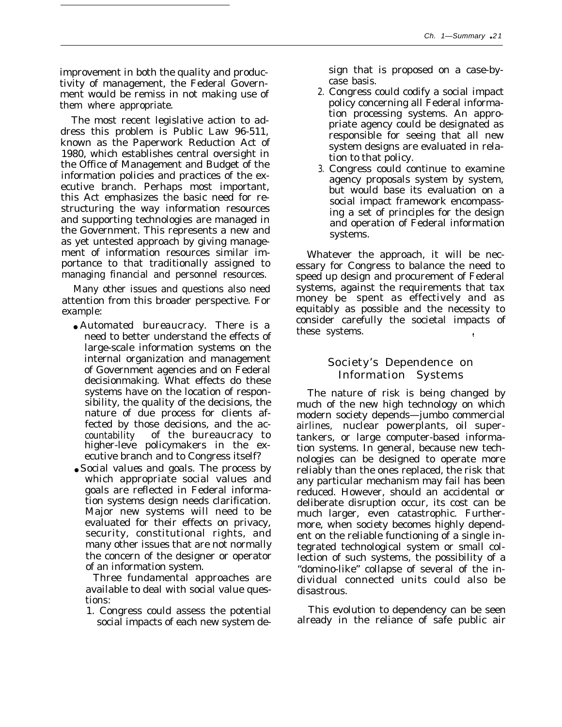improvement in both the quality and productivity of management, the Federal Government would be remiss in not making use of them where appropriate.

The most recent legislative action to address this problem is Public Law 96-511, known as the Paperwork Reduction Act of 1980, which establishes central oversight in the Office of Management and Budget of the information policies and practices of the executive branch. Perhaps most important, this Act emphasizes the basic need for restructuring the way information resources and supporting technologies are managed in the Government. This represents a new and as yet untested approach by giving management of information resources similar importance to that traditionally assigned to managing financial and personnel resources.

Many other issues and questions also need attention from this broader perspective. For example:

- *Automated bureaucracy.* There is a need to better understand the effects of large-scale information systems on the internal organization and management of Government agencies and on Federal decisionmaking. What effects do these systems have on the location of responsibility, the quality of the decisions, the nature of due process for clients affected by those decisions, and the accountability of the bureaucracy to higher-leve policymakers in the executive branch and to Congress itself?
- *Social values and goals.* The process by which appropriate social values and goals are reflected in Federal information systems design needs clarification. Major new systems will need to be evaluated for their effects on privacy, security, constitutional rights, and many other issues that are not normally the concern of the designer or operator of an information system.

  Three fundamental approaches are available to deal with social value questions:

  1. Congress could assess the potential social impacts of each new system design that is proposed on a case-by-case basis.
  2. Congress could codify a social impact policy concerning all Federal information processing systems. An appropriate agency could be designated as responsible for seeing that all new system designs are evaluated in relation to that policy.
  3. Congress could continue to examine agency proposals system by system, but would base its evaluation on a social impact framework encompassing a set of principles for the design and operation of Federal information systems.

Whatever the approach, it will be necessary for Congress to balance the need to speed up design and procurement of Federal systems, against the requirements that tax money be spent as effectively and as equitably as possible and the necessity to consider carefully the societal impacts of these systems.

## Society's Dependence on Information Systems

The nature of risk is being changed by much of the new high technology on which modern society depends—jumbo commercial airlines, nuclear powerplants, oil supertankers, or large computer-based information systems. In general, because new technologies can be designed to operate more reliably than the ones replaced, the risk that any particular mechanism may fail has been reduced. However, should an accidental or deliberate disruption occur, its cost can be much larger, even catastrophic. Furthermore, when society becomes highly dependent on the reliable functioning of a single integrated technological system or small collection of such systems, the possibility of a "domino-like" collapse of several of the individual connected units could also be disastrous.

This evolution to dependency can be seen already in the reliance of safe public air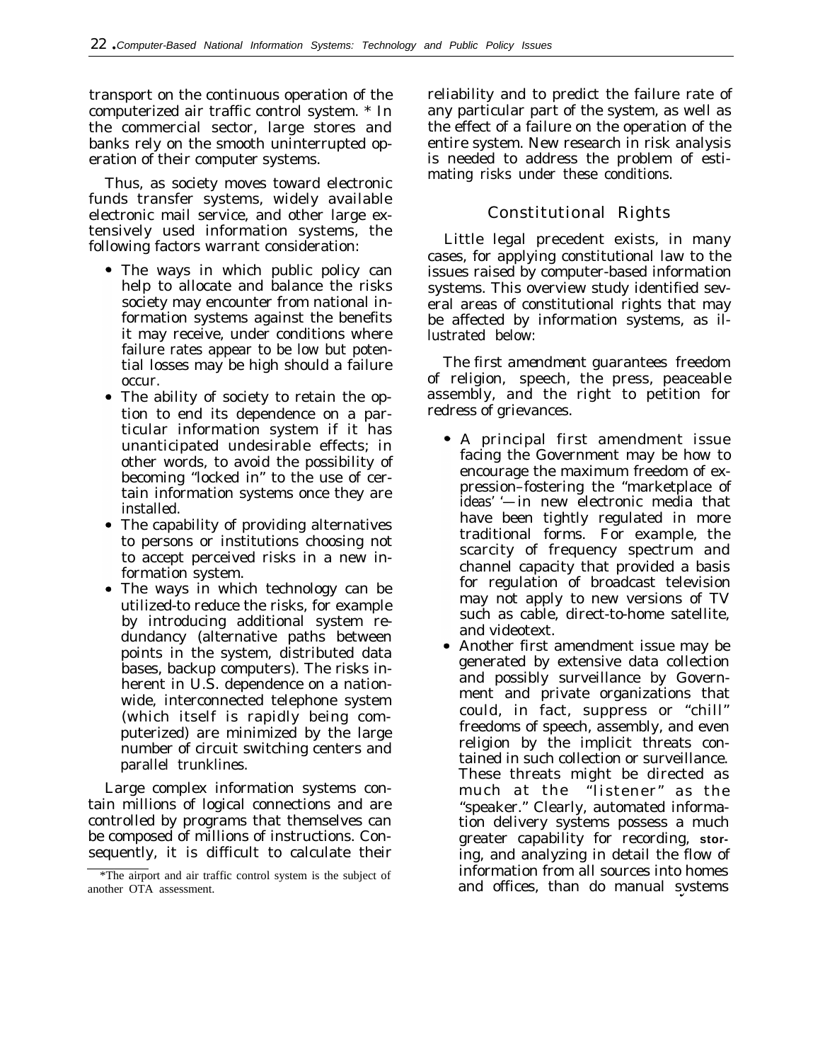transport on the continuous operation of the computerized air traffic control system. * In the commercial sector, large stores and banks rely on the smooth uninterrupted operation of their computer systems.

Thus, as society moves toward electronic funds transfer systems, widely available electronic mail service, and other large extensively used information systems, the following factors warrant consideration:

- The ways in which public policy can help to allocate and balance the risks society may encounter from national information systems against the benefits it may receive, under conditions where failure rates appear to be low but potential losses may be high should a failure occur.
- The ability of society to retain the option to end its dependence on a particular information system if it has unanticipated undesirable effects; in other words, to avoid the possibility of becoming "locked in" to the use of certain information systems once they are installed.
- The capability of providing alternatives to persons or institutions choosing not to accept perceived risks in a new information system.
- The ways in which technology can be utilized-to reduce the risks, for example by introducing additional system redundancy (alternative paths between points in the system, distributed data bases, backup computers). The risks inherent in U.S. dependence on a nationwide, interconnected telephone system (which itself is rapidly being computerized) are minimized by the large number of circuit switching centers and parallel trunklines.

Large complex information systems contain millions of logical connections and are controlled by programs that themselves can be composed of millions of instructions. Consequently, it is difficult to calculate their reliability and to predict the failure rate of any particular part of the system, as well as the effect of a failure on the operation of the entire system. New research in risk analysis is needed to address the problem of estimating risks under these conditions.

*The airport and air traffic control system is the subject of another OTA assessment.

## Constitutional Rights

Little legal precedent exists, in many cases, for applying constitutional law to the issues raised by computer-based information systems. This overview study identified several areas of constitutional rights that may be affected by information systems, as illustrated below:

*The first amendment* guarantees freedom of religion, speech, the press, peaceable assembly, and the right to petition for redress of grievances.

- A principal first amendment issue facing the Government may be how to encourage the maximum freedom of expression–fostering the "marketplace of ideas' '—in new electronic media that have been tightly regulated in more traditional forms. For example, the scarcity of frequency spectrum and channel capacity that provided a basis for regulation of broadcast television may not apply to new versions of TV such as cable, direct-to-home satellite, and videotext.
- Another first amendment issue may be generated by extensive data collection and possibly surveillance by Government and private organizations that could, in fact, suppress or "chill" freedoms of speech, assembly, and even religion by the implicit threats contained in such collection or surveillance. These threats might be directed as much at the "listener" as the "speaker." Clearly, automated information delivery systems possess a much greater capability for recording, storing, and analyzing in detail the flow of information from all sources into homes and offices, than do manual systems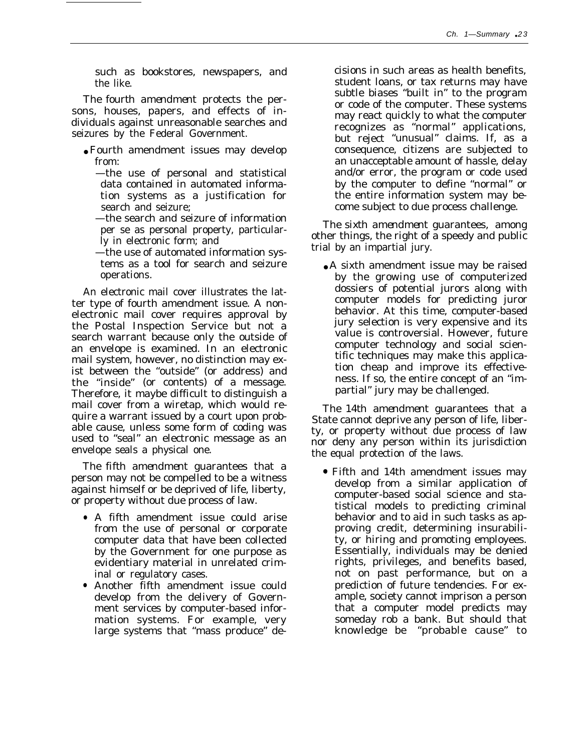such as bookstores, newspapers, and the like.

The *fourth amendment* protects the persons, houses, papers, and effects of individuals against unreasonable searches and seizures by the Federal Government.

- Fourth amendment issues may develop from:
  - —the use of personal and statistical data contained in automated information systems as a justification for search and seizure;
  - —the search and seizure of information per se as personal property, particularly in electronic form; and
  - —the use of automated information systems as a tool for search and seizure operations.

An electronic mail cover illustrates the latter type of fourth amendment issue. A nonelectronic mail cover requires approval by the Postal Inspection Service but not a search warrant because only the outside of an envelope is examined. In an electronic mail system, however, no distinction may exist between the "outside" (or address) and the "inside" (or contents) of a message. Therefore, it maybe difficult to distinguish a mail cover from a wiretap, which would require a warrant issued by a court upon probable cause, unless some form of coding was used to "seal" an electronic message as an envelope seals a physical one.

The *fifth amendment* guarantees that a person may not be compelled to be a witness against himself or be deprived of life, liberty, or property without due process of law.

- A fifth amendment issue could arise from the use of personal or corporate computer data that have been collected by the Government for one purpose as evidentiary material in unrelated criminal or regulatory cases.
- Another fifth amendment issue could develop from the delivery of Government services by computer-based information systems. For example, very large systems that "mass produce" decisions in such areas as health benefits, student loans, or tax returns may have subtle biases "built in" to the program or code of the computer. These systems may react quickly to what the computer recognizes as "normal" applications, but reject "unusual" claims. If, as a consequence, citizens are subjected to an unacceptable amount of hassle, delay and/or error, the program or code used by the computer to define "normal" or the entire information system may become subject to due process challenge.

The *sixth amendment* guarantees, among other things, the right of a speedy and public trial by an impartial jury.

- A sixth amendment issue may be raised by the growing use of computerized dossiers of potential jurors along with computer models for predicting juror behavior. At this time, computer-based jury selection is very expensive and its value is controversial. However, future computer technology and social scientific techniques may make this application cheap and improve its effectiveness. If so, the entire concept of an "impartial" jury may be challenged.

The *14th amendment* guarantees that a State cannot deprive any person of life, liberty, or property without due process of law nor deny any person within its jurisdiction the equal protection of the laws.

- Fifth and 14th amendment issues may develop from a similar application of computer-based social science and statistical models to predicting criminal behavior and to aid in such tasks as approving credit, determining insurability, or hiring and promoting employees. Essentially, individuals may be denied rights, privileges, and benefits based, not on past performance, but on a prediction of future tendencies. For example, society cannot imprison a person that a computer model predicts may someday rob a bank. But should that knowledge be "probable cause" to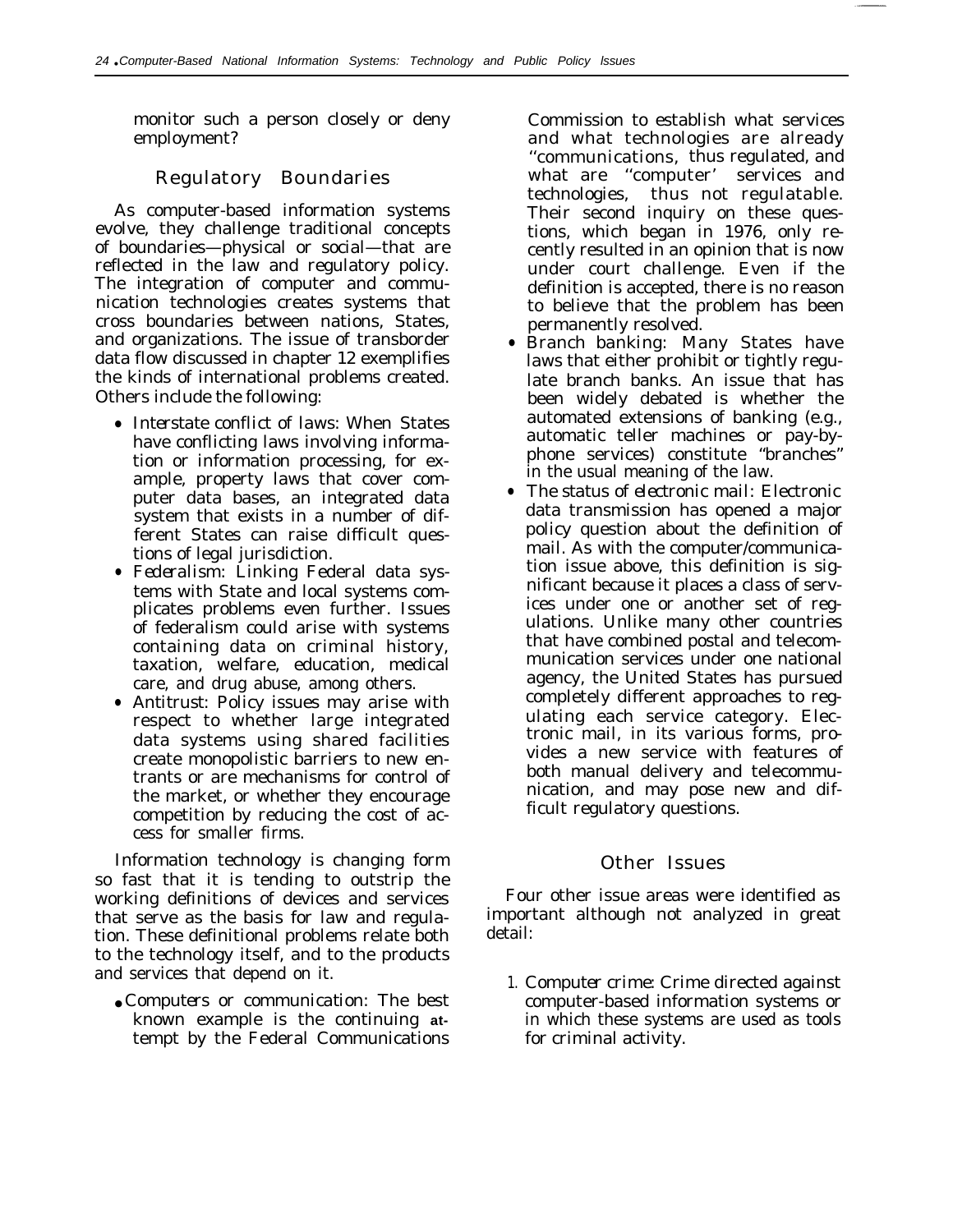monitor such a person closely or deny employment?

## Regulatory Boundaries

As computer-based information systems evolve, they challenge traditional concepts of boundaries—physical or social—that are reflected in the law and regulatory policy. The integration of computer and communication technologies creates systems that cross boundaries between nations, States, and organizations. The issue of transborder data flow discussed in chapter 12 exemplifies the kinds of international problems created. Others include the following:

- *Interstate conflict of laws:* When States have conflicting laws involving information or information processing, for example, property laws that cover computer data bases, an integrated data system that exists in a number of different States can raise difficult questions of legal jurisdiction.
- *Federalism:* Linking Federal data systems with State and local systems complicates problems even further. Issues of federalism could arise with systems containing data on criminal history, taxation, welfare, education, medical care, and drug abuse, among others.
- *Antitrust:* Policy issues may arise with respect to whether large integrated data systems using shared facilities create monopolistic barriers to new entrants or are mechanisms for control of the market, or whether they encourage competition by reducing the cost of access for smaller firms.

Information technology is changing form so fast that it is tending to outstrip the working definitions of devices and services that serve as the basis for law and regulation. These definitional problems relate both to the technology itself, and to the products and services that depend on it.

- *Computers or communication:* The best known example is the continuing attempt by the Federal Communications Commission to establish what services and what technologies are already "communications, thus regulated, and what are "computer' services and technologies, thus not regulatable. Their second inquiry on these questions, which began in 1976, only recently resulted in an opinion that is now under court challenge. Even if the definition is accepted, there is no reason to believe that the problem has been permanently resolved.
- *Branch banking:* Many States have laws that either prohibit or tightly regulate branch banks. An issue that has been widely debated is whether the automated extensions of banking (e.g., automatic teller machines or pay-by-phone services) constitute "branches" in the usual meaning of the law.
- *The status of electronic mail:* Electronic data transmission has opened a major policy question about the definition of mail. As with the computer/communication issue above, this definition is significant because it places a class of services under one or another set of regulations. Unlike many other countries that have combined postal and telecommunication services under one national agency, the United States has pursued completely different approaches to regulating each service category. Electronic mail, in its various forms, provides a new service with features of both manual delivery and telecommunication, and may pose new and difficult regulatory questions.

## Other Issues

Four other issue areas were identified as important although not analyzed in great detail:

1. *Computer crime:* Crime directed against computer-based information systems or in which these systems are used as tools for criminal activity.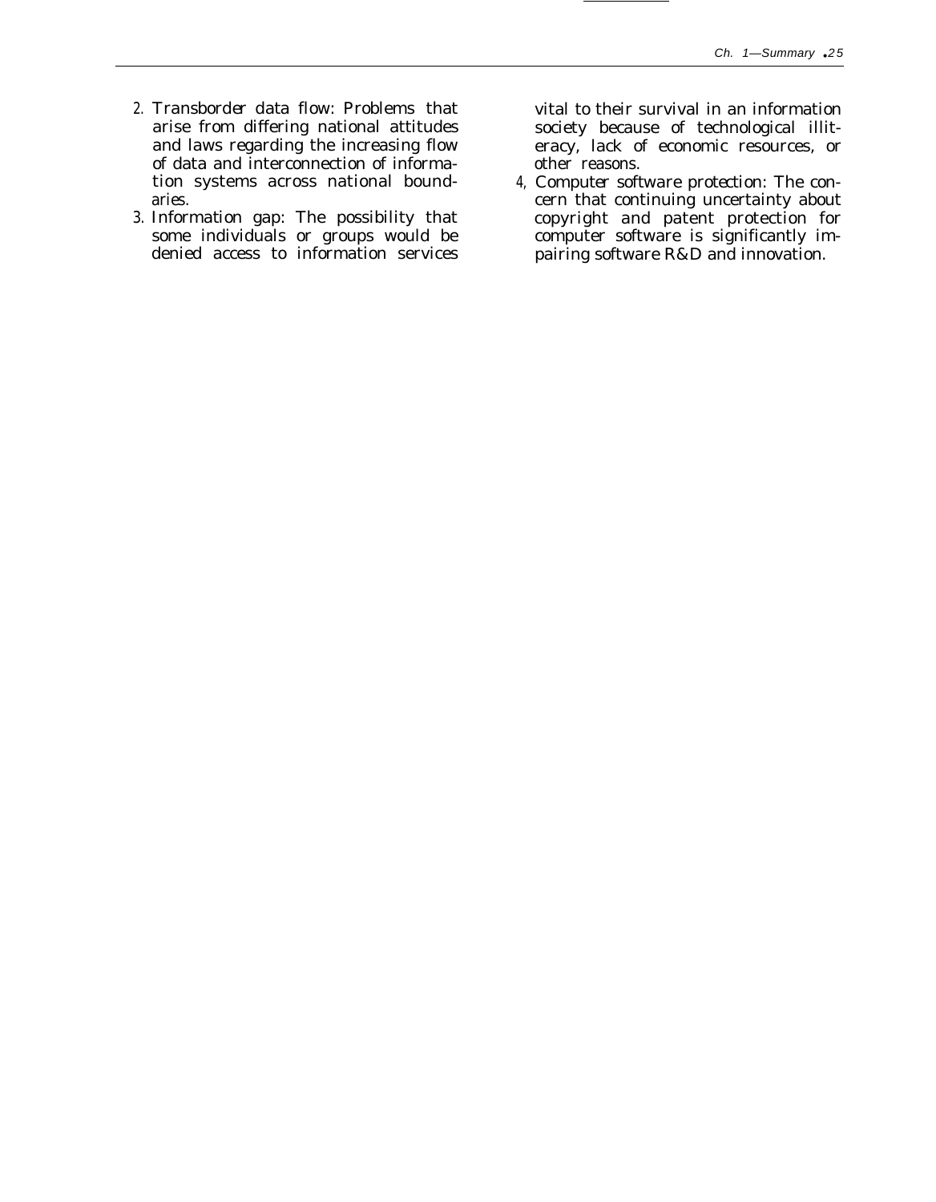2. *Transborder data flow:* Problems that arise from differing national attitudes and laws regarding the increasing flow of data and interconnection of information systems across national boundaries.
3. *Information gap:* The possibility that some individuals or groups would be denied access to information services vital to their survival in an information society because of technological illiteracy, lack of economic resources, or other reasons.
4. *Computer software protection:* The concern that continuing uncertainty about copyright and patent protection for computer software is significantly impairing software R&D and innovation.